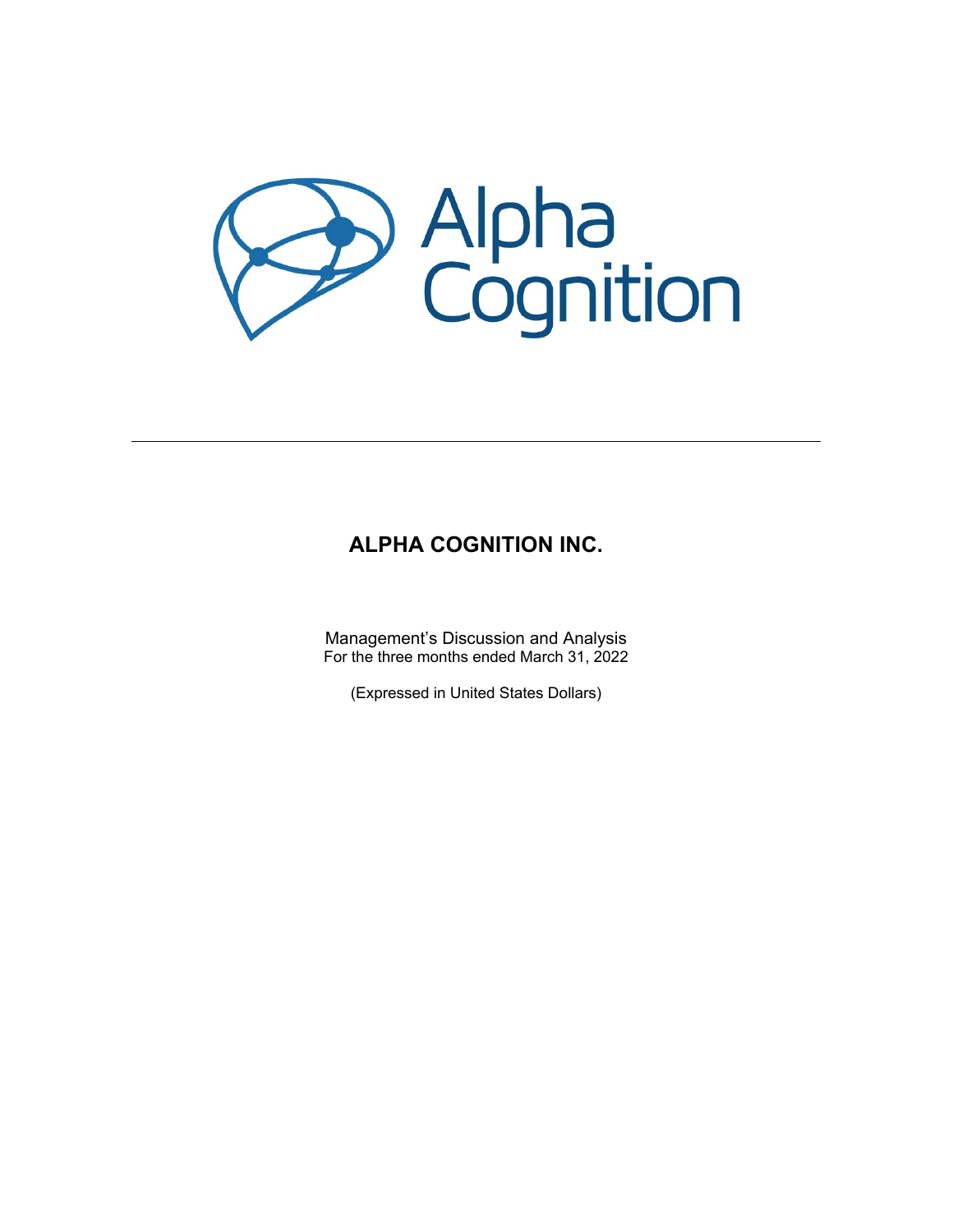# ALPHA COGNITION INC.

Management's Discussion and Analysis
For the three months ended March 31, 2022

(Expressed in United States Dollars)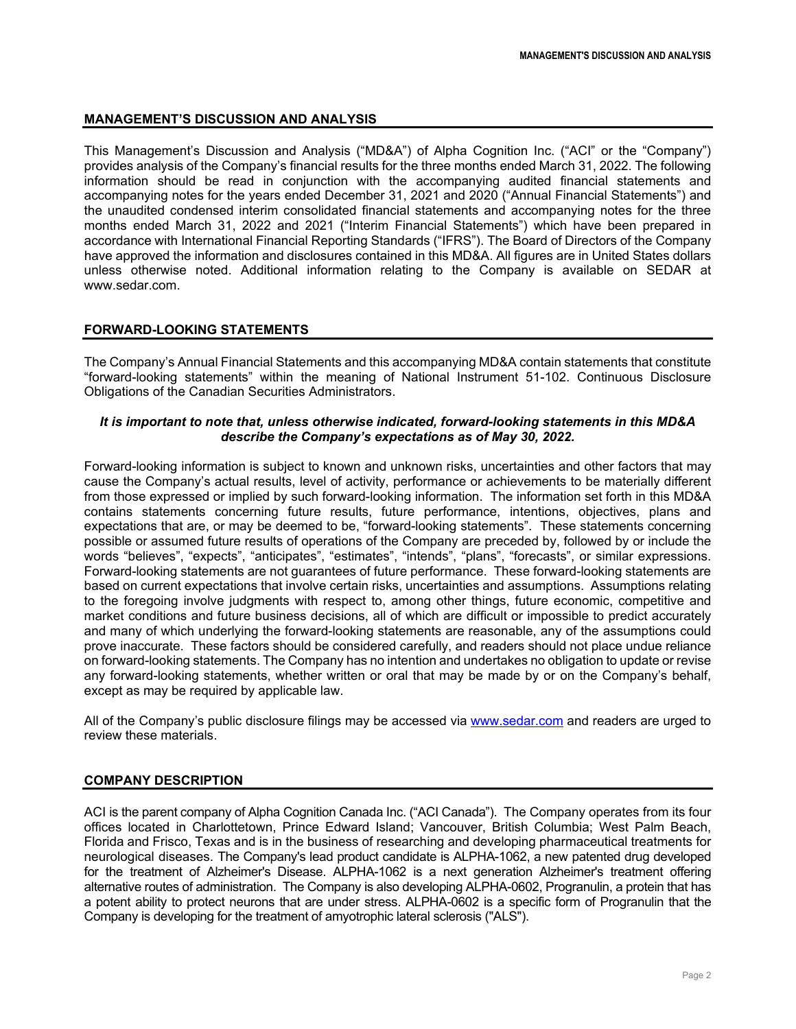## MANAGEMENT'S DISCUSSION AND ANALYSIS

This Management's Discussion and Analysis ("MD&A") of Alpha Cognition Inc. ("ACI" or the "Company") provides analysis of the Company's financial results for the three months ended March 31, 2022. The following information should be read in conjunction with the accompanying audited financial statements and accompanying notes for the years ended December 31, 2021 and 2020 ("Annual Financial Statements") and the unaudited condensed interim consolidated financial statements and accompanying notes for the three months ended March 31, 2022 and 2021 ("Interim Financial Statements") which have been prepared in accordance with International Financial Reporting Standards ("IFRS"). The Board of Directors of the Company have approved the information and disclosures contained in this MD&A. All figures are in United States dollars unless otherwise noted. Additional information relating to the Company is available on SEDAR at www.sedar.com.

## FORWARD-LOOKING STATEMENTS

The Company's Annual Financial Statements and this accompanying MD&A contain statements that constitute "forward-looking statements" within the meaning of National Instrument 51-102. Continuous Disclosure Obligations of the Canadian Securities Administrators.

***It is important to note that, unless otherwise indicated, forward-looking statements in this MD&A describe the Company's expectations as of May 30, 2022.***

Forward-looking information is subject to known and unknown risks, uncertainties and other factors that may cause the Company's actual results, level of activity, performance or achievements to be materially different from those expressed or implied by such forward-looking information. The information set forth in this MD&A contains statements concerning future results, future performance, intentions, objectives, plans and expectations that are, or may be deemed to be, "forward-looking statements". These statements concerning possible or assumed future results of operations of the Company are preceded by, followed by or include the words "believes", "expects", "anticipates", "estimates", "intends", "plans", "forecasts", or similar expressions. Forward-looking statements are not guarantees of future performance. These forward-looking statements are based on current expectations that involve certain risks, uncertainties and assumptions. Assumptions relating to the foregoing involve judgments with respect to, among other things, future economic, competitive and market conditions and future business decisions, all of which are difficult or impossible to predict accurately and many of which underlying the forward-looking statements are reasonable, any of the assumptions could prove inaccurate. These factors should be considered carefully, and readers should not place undue reliance on forward-looking statements. The Company has no intention and undertakes no obligation to update or revise any forward-looking statements, whether written or oral that may be made by or on the Company's behalf, except as may be required by applicable law.

All of the Company's public disclosure filings may be accessed via [www.sedar.com](http://www.sedar.com) and readers are urged to review these materials.

## COMPANY DESCRIPTION

ACI is the parent company of Alpha Cognition Canada Inc. ("ACI Canada"). The Company operates from its four offices located in Charlottetown, Prince Edward Island; Vancouver, British Columbia; West Palm Beach, Florida and Frisco, Texas and is in the business of researching and developing pharmaceutical treatments for neurological diseases. The Company's lead product candidate is ALPHA-1062, a new patented drug developed for the treatment of Alzheimer's Disease. ALPHA-1062 is a next generation Alzheimer's treatment offering alternative routes of administration. The Company is also developing ALPHA-0602, Progranulin, a protein that has a potent ability to protect neurons that are under stress. ALPHA-0602 is a specific form of Progranulin that the Company is developing for the treatment of amyotrophic lateral sclerosis ("ALS").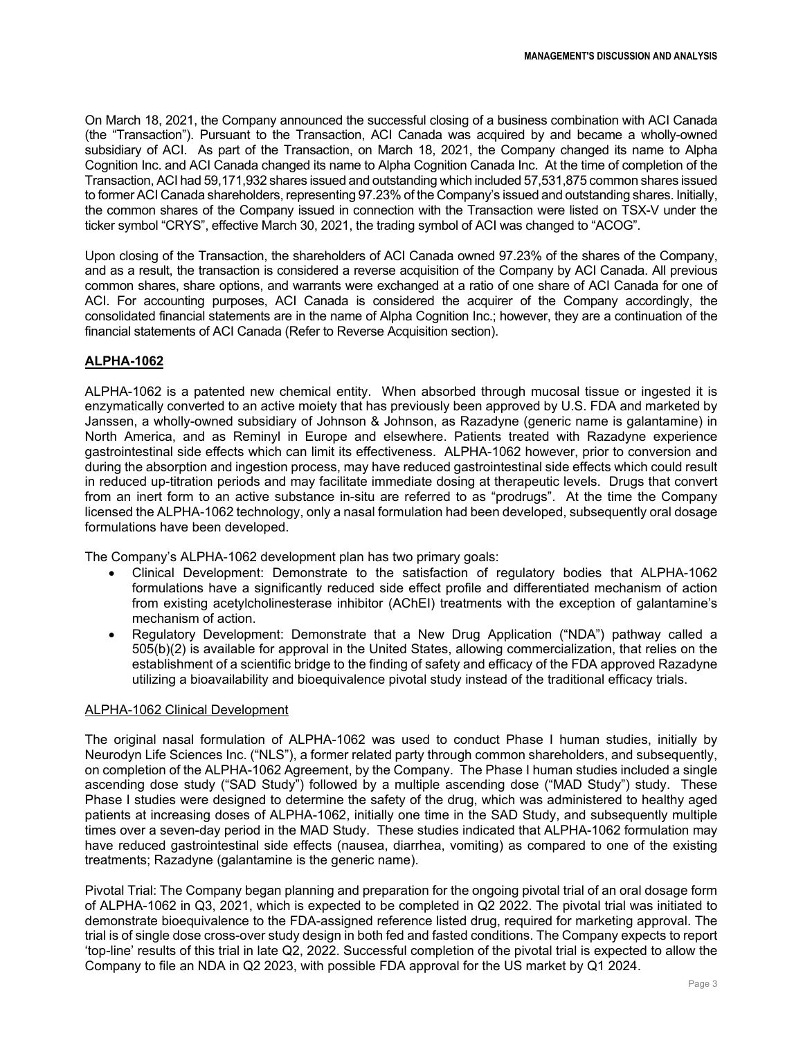On March 18, 2021, the Company announced the successful closing of a business combination with ACI Canada (the "Transaction"). Pursuant to the Transaction, ACI Canada was acquired by and became a wholly-owned subsidiary of ACI. As part of the Transaction, on March 18, 2021, the Company changed its name to Alpha Cognition Inc. and ACI Canada changed its name to Alpha Cognition Canada Inc. At the time of completion of the Transaction, ACI had 59,171,932 shares issued and outstanding which included 57,531,875 common shares issued to former ACI Canada shareholders, representing 97.23% of the Company's issued and outstanding shares. Initially, the common shares of the Company issued in connection with the Transaction were listed on TSX-V under the ticker symbol "CRYS", effective March 30, 2021, the trading symbol of ACI was changed to "ACOG".

Upon closing of the Transaction, the shareholders of ACI Canada owned 97.23% of the shares of the Company, and as a result, the transaction is considered a reverse acquisition of the Company by ACI Canada. All previous common shares, share options, and warrants were exchanged at a ratio of one share of ACI Canada for one of ACI. For accounting purposes, ACI Canada is considered the acquirer of the Company accordingly, the consolidated financial statements are in the name of Alpha Cognition Inc.; however, they are a continuation of the financial statements of ACI Canada (Refer to Reverse Acquisition section).

## ALPHA-1062

ALPHA-1062 is a patented new chemical entity. When absorbed through mucosal tissue or ingested it is enzymatically converted to an active moiety that has previously been approved by U.S. FDA and marketed by Janssen, a wholly-owned subsidiary of Johnson & Johnson, as Razadyne (generic name is galantamine) in North America, and as Reminyl in Europe and elsewhere. Patients treated with Razadyne experience gastrointestinal side effects which can limit its effectiveness. ALPHA-1062 however, prior to conversion and during the absorption and ingestion process, may have reduced gastrointestinal side effects which could result in reduced up-titration periods and may facilitate immediate dosing at therapeutic levels. Drugs that convert from an inert form to an active substance in-situ are referred to as "prodrugs". At the time the Company licensed the ALPHA-1062 technology, only a nasal formulation had been developed, subsequently oral dosage formulations have been developed.

The Company's ALPHA-1062 development plan has two primary goals:

- Clinical Development: Demonstrate to the satisfaction of regulatory bodies that ALPHA-1062 formulations have a significantly reduced side effect profile and differentiated mechanism of action from existing acetylcholinesterase inhibitor (AChEI) treatments with the exception of galantamine's mechanism of action.
- Regulatory Development: Demonstrate that a New Drug Application ("NDA") pathway called a 505(b)(2) is available for approval in the United States, allowing commercialization, that relies on the establishment of a scientific bridge to the finding of safety and efficacy of the FDA approved Razadyne utilizing a bioavailability and bioequivalence pivotal study instead of the traditional efficacy trials.

### ALPHA-1062 Clinical Development

The original nasal formulation of ALPHA-1062 was used to conduct Phase I human studies, initially by Neurodyn Life Sciences Inc. ("NLS"), a former related party through common shareholders, and subsequently, on completion of the ALPHA-1062 Agreement, by the Company. The Phase I human studies included a single ascending dose study ("SAD Study") followed by a multiple ascending dose ("MAD Study") study. These Phase I studies were designed to determine the safety of the drug, which was administered to healthy aged patients at increasing doses of ALPHA-1062, initially one time in the SAD Study, and subsequently multiple times over a seven-day period in the MAD Study. These studies indicated that ALPHA-1062 formulation may have reduced gastrointestinal side effects (nausea, diarrhea, vomiting) as compared to one of the existing treatments; Razadyne (galantamine is the generic name).

Pivotal Trial: The Company began planning and preparation for the ongoing pivotal trial of an oral dosage form of ALPHA-1062 in Q3, 2021, which is expected to be completed in Q2 2022. The pivotal trial was initiated to demonstrate bioequivalence to the FDA-assigned reference listed drug, required for marketing approval. The trial is of single dose cross-over study design in both fed and fasted conditions. The Company expects to report 'top-line' results of this trial in late Q2, 2022. Successful completion of the pivotal trial is expected to allow the Company to file an NDA in Q2 2023, with possible FDA approval for the US market by Q1 2024.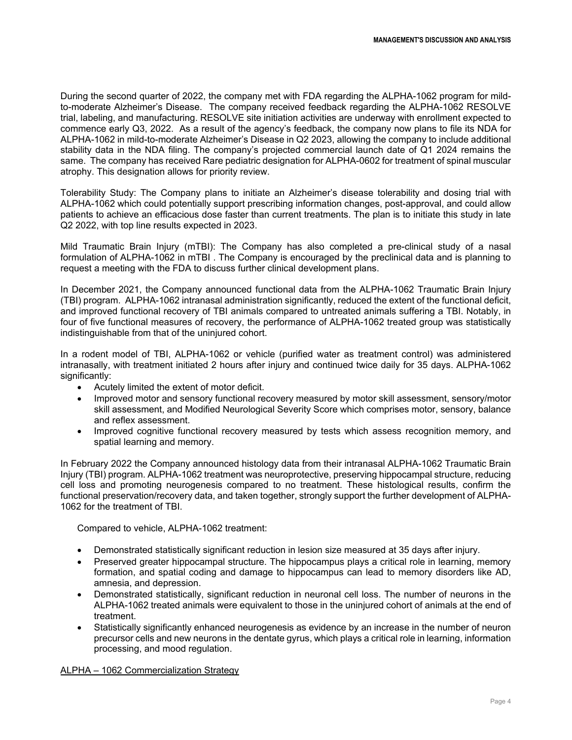During the second quarter of 2022, the company met with FDA regarding the ALPHA-1062 program for mild-to-moderate Alzheimer's Disease. The company received feedback regarding the ALPHA-1062 RESOLVE trial, labeling, and manufacturing. RESOLVE site initiation activities are underway with enrollment expected to commence early Q3, 2022. As a result of the agency's feedback, the company now plans to file its NDA for ALPHA-1062 in mild-to-moderate Alzheimer's Disease in Q2 2023, allowing the company to include additional stability data in the NDA filing. The company's projected commercial launch date of Q1 2024 remains the same. The company has received Rare pediatric designation for ALPHA-0602 for treatment of spinal muscular atrophy. This designation allows for priority review.

Tolerability Study: The Company plans to initiate an Alzheimer's disease tolerability and dosing trial with ALPHA-1062 which could potentially support prescribing information changes, post-approval, and could allow patients to achieve an efficacious dose faster than current treatments. The plan is to initiate this study in late Q2 2022, with top line results expected in 2023.

Mild Traumatic Brain Injury (mTBI): The Company has also completed a pre-clinical study of a nasal formulation of ALPHA-1062 in mTBI . The Company is encouraged by the preclinical data and is planning to request a meeting with the FDA to discuss further clinical development plans.

In December 2021, the Company announced functional data from the ALPHA-1062 Traumatic Brain Injury (TBI) program. ALPHA-1062 intranasal administration significantly, reduced the extent of the functional deficit, and improved functional recovery of TBI animals compared to untreated animals suffering a TBI. Notably, in four of five functional measures of recovery, the performance of ALPHA-1062 treated group was statistically indistinguishable from that of the uninjured cohort.

In a rodent model of TBI, ALPHA-1062 or vehicle (purified water as treatment control) was administered intranasally, with treatment initiated 2 hours after injury and continued twice daily for 35 days. ALPHA-1062 significantly:

- Acutely limited the extent of motor deficit.
- Improved motor and sensory functional recovery measured by motor skill assessment, sensory/motor skill assessment, and Modified Neurological Severity Score which comprises motor, sensory, balance and reflex assessment.
- Improved cognitive functional recovery measured by tests which assess recognition memory, and spatial learning and memory.

In February 2022 the Company announced histology data from their intranasal ALPHA-1062 Traumatic Brain Injury (TBI) program. ALPHA-1062 treatment was neuroprotective, preserving hippocampal structure, reducing cell loss and promoting neurogenesis compared to no treatment. These histological results, confirm the functional preservation/recovery data, and taken together, strongly support the further development of ALPHA-1062 for the treatment of TBI.

Compared to vehicle, ALPHA-1062 treatment:

- Demonstrated statistically significant reduction in lesion size measured at 35 days after injury.
- Preserved greater hippocampal structure. The hippocampus plays a critical role in learning, memory formation, and spatial coding and damage to hippocampus can lead to memory disorders like AD, amnesia, and depression.
- Demonstrated statistically, significant reduction in neuronal cell loss. The number of neurons in the ALPHA-1062 treated animals were equivalent to those in the uninjured cohort of animals at the end of treatment.
- Statistically significantly enhanced neurogenesis as evidence by an increase in the number of neuron precursor cells and new neurons in the dentate gyrus, which plays a critical role in learning, information processing, and mood regulation.

ALPHA – 1062 Commercialization Strategy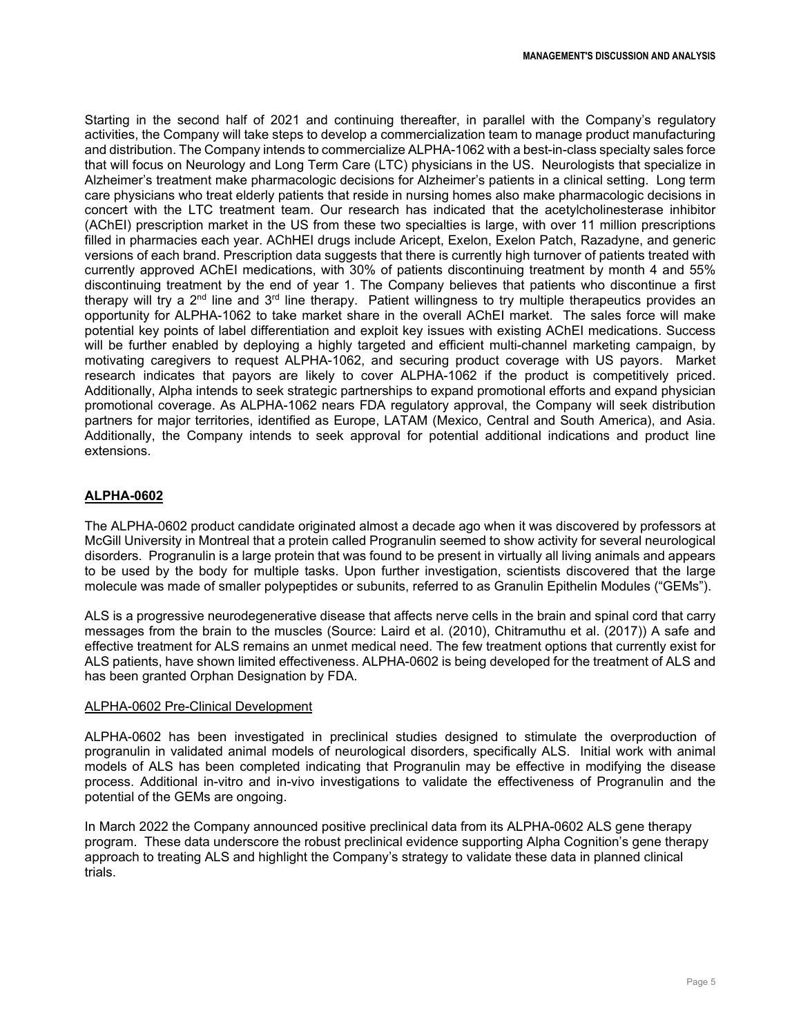Starting in the second half of 2021 and continuing thereafter, in parallel with the Company's regulatory activities, the Company will take steps to develop a commercialization team to manage product manufacturing and distribution. The Company intends to commercialize ALPHA-1062 with a best-in-class specialty sales force that will focus on Neurology and Long Term Care (LTC) physicians in the US. Neurologists that specialize in Alzheimer's treatment make pharmacologic decisions for Alzheimer's patients in a clinical setting. Long term care physicians who treat elderly patients that reside in nursing homes also make pharmacologic decisions in concert with the LTC treatment team. Our research has indicated that the acetylcholinesterase inhibitor (AChEI) prescription market in the US from these two specialties is large, with over 11 million prescriptions filled in pharmacies each year. AChHEI drugs include Aricept, Exelon, Exelon Patch, Razadyne, and generic versions of each brand. Prescription data suggests that there is currently high turnover of patients treated with currently approved AChEI medications, with 30% of patients discontinuing treatment by month 4 and 55% discontinuing treatment by the end of year 1. The Company believes that patients who discontinue a first therapy will try a 2nd line and 3rd line therapy. Patient willingness to try multiple therapeutics provides an opportunity for ALPHA-1062 to take market share in the overall AChEI market. The sales force will make potential key points of label differentiation and exploit key issues with existing AChEI medications. Success will be further enabled by deploying a highly targeted and efficient multi-channel marketing campaign, by motivating caregivers to request ALPHA-1062, and securing product coverage with US payors. Market research indicates that payors are likely to cover ALPHA-1062 if the product is competitively priced. Additionally, Alpha intends to seek strategic partnerships to expand promotional efforts and expand physician promotional coverage. As ALPHA-1062 nears FDA regulatory approval, the Company will seek distribution partners for major territories, identified as Europe, LATAM (Mexico, Central and South America), and Asia. Additionally, the Company intends to seek approval for potential additional indications and product line extensions.

## ALPHA-0602

The ALPHA-0602 product candidate originated almost a decade ago when it was discovered by professors at McGill University in Montreal that a protein called Progranulin seemed to show activity for several neurological disorders. Progranulin is a large protein that was found to be present in virtually all living animals and appears to be used by the body for multiple tasks. Upon further investigation, scientists discovered that the large molecule was made of smaller polypeptides or subunits, referred to as Granulin Epithelin Modules ("GEMs").

ALS is a progressive neurodegenerative disease that affects nerve cells in the brain and spinal cord that carry messages from the brain to the muscles (Source: Laird et al. (2010), Chitramuthu et al. (2017)) A safe and effective treatment for ALS remains an unmet medical need. The few treatment options that currently exist for ALS patients, have shown limited effectiveness. ALPHA-0602 is being developed for the treatment of ALS and has been granted Orphan Designation by FDA.

### ALPHA-0602 Pre-Clinical Development

ALPHA-0602 has been investigated in preclinical studies designed to stimulate the overproduction of progranulin in validated animal models of neurological disorders, specifically ALS. Initial work with animal models of ALS has been completed indicating that Progranulin may be effective in modifying the disease process. Additional in-vitro and in-vivo investigations to validate the effectiveness of Progranulin and the potential of the GEMs are ongoing.

In March 2022 the Company announced positive preclinical data from its ALPHA-0602 ALS gene therapy program. These data underscore the robust preclinical evidence supporting Alpha Cognition's gene therapy approach to treating ALS and highlight the Company's strategy to validate these data in planned clinical trials.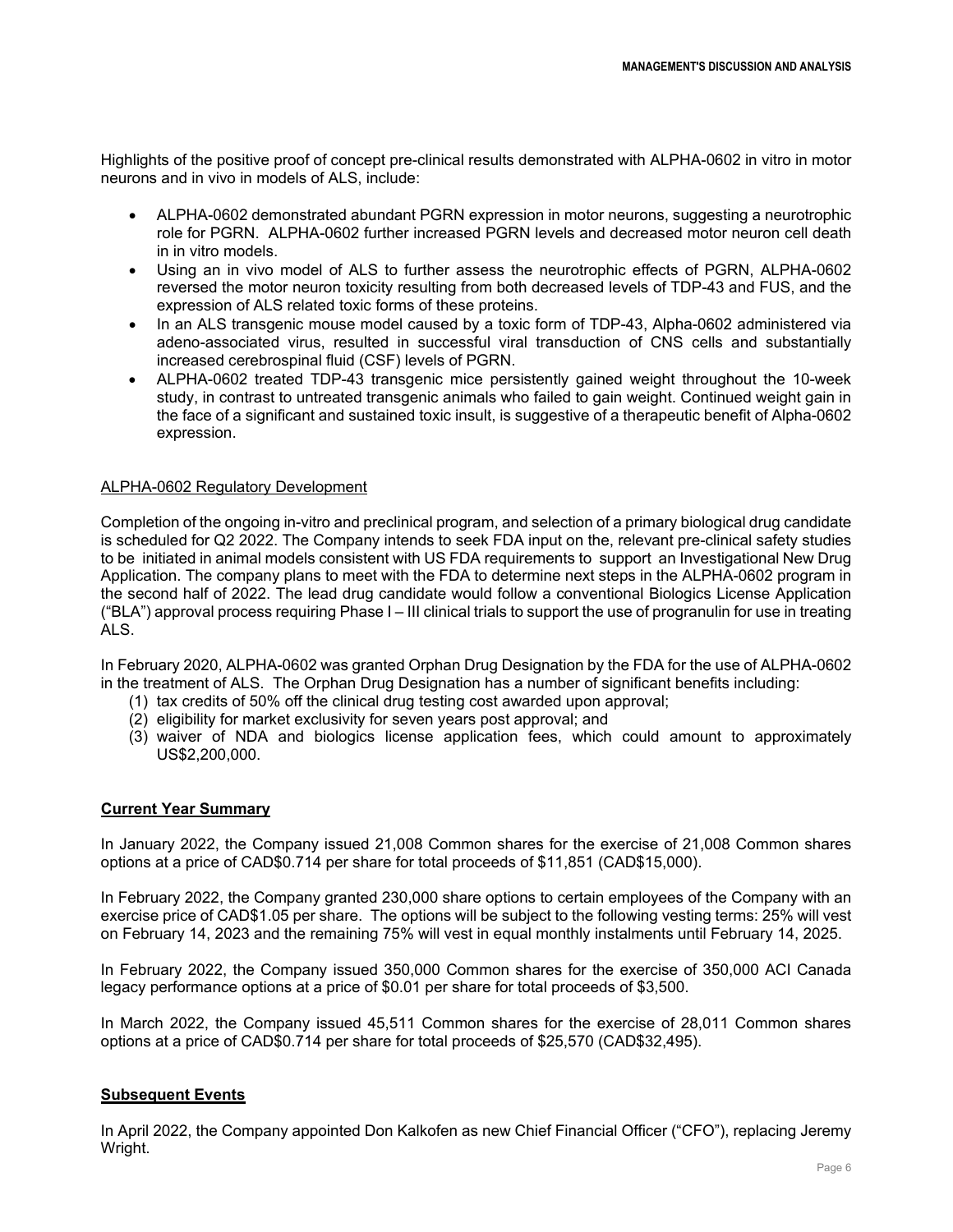Highlights of the positive proof of concept pre-clinical results demonstrated with ALPHA-0602 in vitro in motor neurons and in vivo in models of ALS, include:

- ALPHA-0602 demonstrated abundant PGRN expression in motor neurons, suggesting a neurotrophic role for PGRN. ALPHA-0602 further increased PGRN levels and decreased motor neuron cell death in in vitro models.
- Using an in vivo model of ALS to further assess the neurotrophic effects of PGRN, ALPHA-0602 reversed the motor neuron toxicity resulting from both decreased levels of TDP-43 and FUS, and the expression of ALS related toxic forms of these proteins.
- In an ALS transgenic mouse model caused by a toxic form of TDP-43, Alpha-0602 administered via adeno-associated virus, resulted in successful viral transduction of CNS cells and substantially increased cerebrospinal fluid (CSF) levels of PGRN.
- ALPHA-0602 treated TDP-43 transgenic mice persistently gained weight throughout the 10-week study, in contrast to untreated transgenic animals who failed to gain weight. Continued weight gain in the face of a significant and sustained toxic insult, is suggestive of a therapeutic benefit of Alpha-0602 expression.

ALPHA-0602 Regulatory Development

Completion of the ongoing in-vitro and preclinical program, and selection of a primary biological drug candidate is scheduled for Q2 2022. The Company intends to seek FDA input on the, relevant pre-clinical safety studies to be initiated in animal models consistent with US FDA requirements to support an Investigational New Drug Application. The company plans to meet with the FDA to determine next steps in the ALPHA-0602 program in the second half of 2022. The lead drug candidate would follow a conventional Biologics License Application ("BLA") approval process requiring Phase I – III clinical trials to support the use of progranulin for use in treating ALS.

In February 2020, ALPHA-0602 was granted Orphan Drug Designation by the FDA for the use of ALPHA-0602 in the treatment of ALS. The Orphan Drug Designation has a number of significant benefits including:

(1) tax credits of 50% off the clinical drug testing cost awarded upon approval;
(2) eligibility for market exclusivity for seven years post approval; and
(3) waiver of NDA and biologics license application fees, which could amount to approximately US$2,200,000.

## Current Year Summary

In January 2022, the Company issued 21,008 Common shares for the exercise of 21,008 Common shares options at a price of CAD$0.714 per share for total proceeds of $11,851 (CAD$15,000).

In February 2022, the Company granted 230,000 share options to certain employees of the Company with an exercise price of CAD$1.05 per share. The options will be subject to the following vesting terms: 25% will vest on February 14, 2023 and the remaining 75% will vest in equal monthly instalments until February 14, 2025.

In February 2022, the Company issued 350,000 Common shares for the exercise of 350,000 ACI Canada legacy performance options at a price of $0.01 per share for total proceeds of $3,500.

In March 2022, the Company issued 45,511 Common shares for the exercise of 28,011 Common shares options at a price of CAD$0.714 per share for total proceeds of $25,570 (CAD$32,495).

## Subsequent Events

In April 2022, the Company appointed Don Kalkofen as new Chief Financial Officer ("CFO"), replacing Jeremy Wright.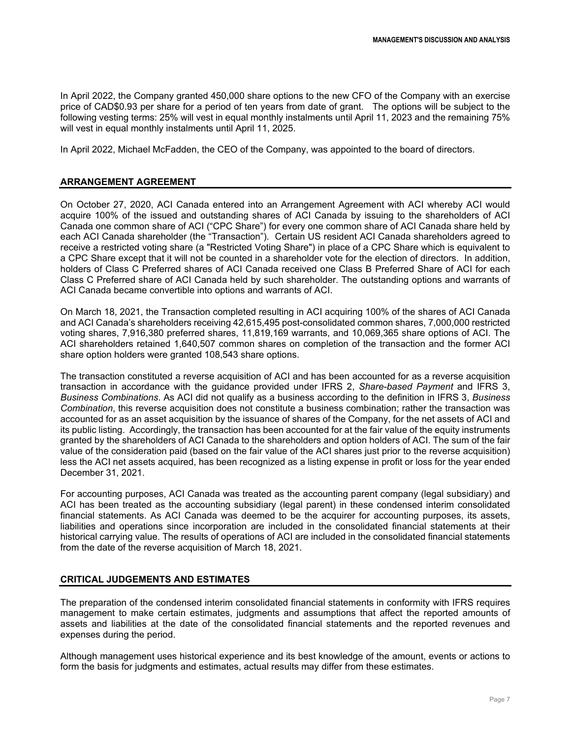In April 2022, the Company granted 450,000 share options to the new CFO of the Company with an exercise price of CAD$0.93 per share for a period of ten years from date of grant. The options will be subject to the following vesting terms: 25% will vest in equal monthly instalments until April 11, 2023 and the remaining 75% will vest in equal monthly instalments until April 11, 2025.

In April 2022, Michael McFadden, the CEO of the Company, was appointed to the board of directors.

## ARRANGEMENT AGREEMENT

On October 27, 2020, ACI Canada entered into an Arrangement Agreement with ACI whereby ACI would acquire 100% of the issued and outstanding shares of ACI Canada by issuing to the shareholders of ACI Canada one common share of ACI ("CPC Share") for every one common share of ACI Canada share held by each ACI Canada shareholder (the "Transaction"). Certain US resident ACI Canada shareholders agreed to receive a restricted voting share (a "Restricted Voting Share") in place of a CPC Share which is equivalent to a CPC Share except that it will not be counted in a shareholder vote for the election of directors. In addition, holders of Class C Preferred shares of ACI Canada received one Class B Preferred Share of ACI for each Class C Preferred share of ACI Canada held by such shareholder. The outstanding options and warrants of ACI Canada became convertible into options and warrants of ACI.

On March 18, 2021, the Transaction completed resulting in ACI acquiring 100% of the shares of ACI Canada and ACI Canada's shareholders receiving 42,615,495 post-consolidated common shares, 7,000,000 restricted voting shares, 7,916,380 preferred shares, 11,819,169 warrants, and 10,069,365 share options of ACI. The ACI shareholders retained 1,640,507 common shares on completion of the transaction and the former ACI share option holders were granted 108,543 share options.

The transaction constituted a reverse acquisition of ACI and has been accounted for as a reverse acquisition transaction in accordance with the guidance provided under IFRS 2, *Share-based Payment* and IFRS 3, *Business Combinations*. As ACI did not qualify as a business according to the definition in IFRS 3, *Business Combination*, this reverse acquisition does not constitute a business combination; rather the transaction was accounted for as an asset acquisition by the issuance of shares of the Company, for the net assets of ACI and its public listing. Accordingly, the transaction has been accounted for at the fair value of the equity instruments granted by the shareholders of ACI Canada to the shareholders and option holders of ACI. The sum of the fair value of the consideration paid (based on the fair value of the ACI shares just prior to the reverse acquisition) less the ACI net assets acquired, has been recognized as a listing expense in profit or loss for the year ended December 31, 2021.

For accounting purposes, ACI Canada was treated as the accounting parent company (legal subsidiary) and ACI has been treated as the accounting subsidiary (legal parent) in these condensed interim consolidated financial statements. As ACI Canada was deemed to be the acquirer for accounting purposes, its assets, liabilities and operations since incorporation are included in the consolidated financial statements at their historical carrying value. The results of operations of ACI are included in the consolidated financial statements from the date of the reverse acquisition of March 18, 2021.

## CRITICAL JUDGEMENTS AND ESTIMATES

The preparation of the condensed interim consolidated financial statements in conformity with IFRS requires management to make certain estimates, judgments and assumptions that affect the reported amounts of assets and liabilities at the date of the consolidated financial statements and the reported revenues and expenses during the period.

Although management uses historical experience and its best knowledge of the amount, events or actions to form the basis for judgments and estimates, actual results may differ from these estimates.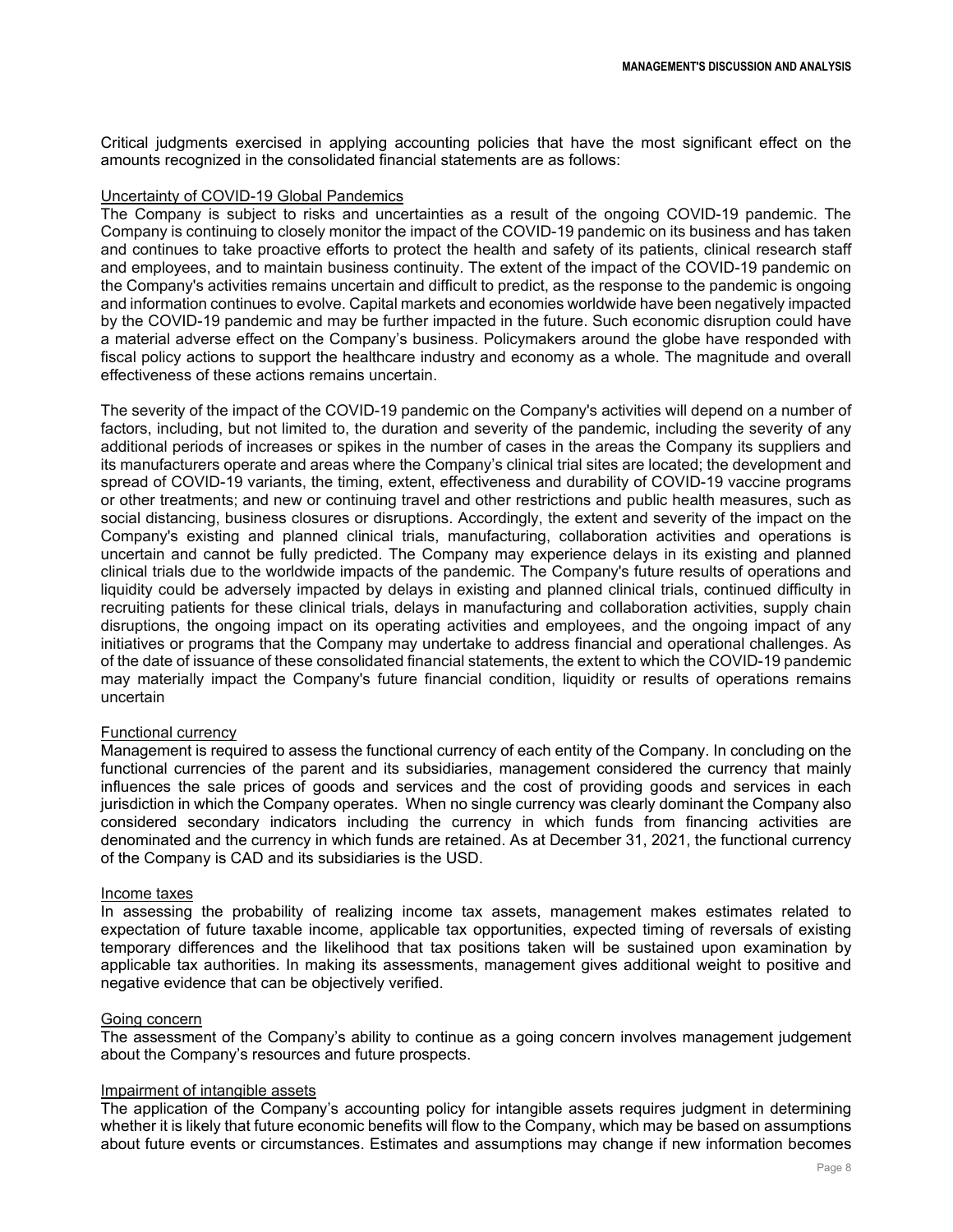Critical judgments exercised in applying accounting policies that have the most significant effect on the amounts recognized in the consolidated financial statements are as follows:

Uncertainty of COVID-19 Global Pandemics

The Company is subject to risks and uncertainties as a result of the ongoing COVID-19 pandemic. The Company is continuing to closely monitor the impact of the COVID-19 pandemic on its business and has taken and continues to take proactive efforts to protect the health and safety of its patients, clinical research staff and employees, and to maintain business continuity. The extent of the impact of the COVID-19 pandemic on the Company's activities remains uncertain and difficult to predict, as the response to the pandemic is ongoing and information continues to evolve. Capital markets and economies worldwide have been negatively impacted by the COVID-19 pandemic and may be further impacted in the future. Such economic disruption could have a material adverse effect on the Company's business. Policymakers around the globe have responded with fiscal policy actions to support the healthcare industry and economy as a whole. The magnitude and overall effectiveness of these actions remains uncertain.

The severity of the impact of the COVID-19 pandemic on the Company's activities will depend on a number of factors, including, but not limited to, the duration and severity of the pandemic, including the severity of any additional periods of increases or spikes in the number of cases in the areas the Company its suppliers and its manufacturers operate and areas where the Company's clinical trial sites are located; the development and spread of COVID-19 variants, the timing, extent, effectiveness and durability of COVID-19 vaccine programs or other treatments; and new or continuing travel and other restrictions and public health measures, such as social distancing, business closures or disruptions. Accordingly, the extent and severity of the impact on the Company's existing and planned clinical trials, manufacturing, collaboration activities and operations is uncertain and cannot be fully predicted. The Company may experience delays in its existing and planned clinical trials due to the worldwide impacts of the pandemic. The Company's future results of operations and liquidity could be adversely impacted by delays in existing and planned clinical trials, continued difficulty in recruiting patients for these clinical trials, delays in manufacturing and collaboration activities, supply chain disruptions, the ongoing impact on its operating activities and employees, and the ongoing impact of any initiatives or programs that the Company may undertake to address financial and operational challenges. As of the date of issuance of these consolidated financial statements, the extent to which the COVID-19 pandemic may materially impact the Company's future financial condition, liquidity or results of operations remains uncertain

Functional currency

Management is required to assess the functional currency of each entity of the Company. In concluding on the functional currencies of the parent and its subsidiaries, management considered the currency that mainly influences the sale prices of goods and services and the cost of providing goods and services in each jurisdiction in which the Company operates. When no single currency was clearly dominant the Company also considered secondary indicators including the currency in which funds from financing activities are denominated and the currency in which funds are retained. As at December 31, 2021, the functional currency of the Company is CAD and its subsidiaries is the USD.

Income taxes

In assessing the probability of realizing income tax assets, management makes estimates related to expectation of future taxable income, applicable tax opportunities, expected timing of reversals of existing temporary differences and the likelihood that tax positions taken will be sustained upon examination by applicable tax authorities. In making its assessments, management gives additional weight to positive and negative evidence that can be objectively verified.

Going concern

The assessment of the Company's ability to continue as a going concern involves management judgement about the Company's resources and future prospects.

Impairment of intangible assets

The application of the Company's accounting policy for intangible assets requires judgment in determining whether it is likely that future economic benefits will flow to the Company, which may be based on assumptions about future events or circumstances. Estimates and assumptions may change if new information becomes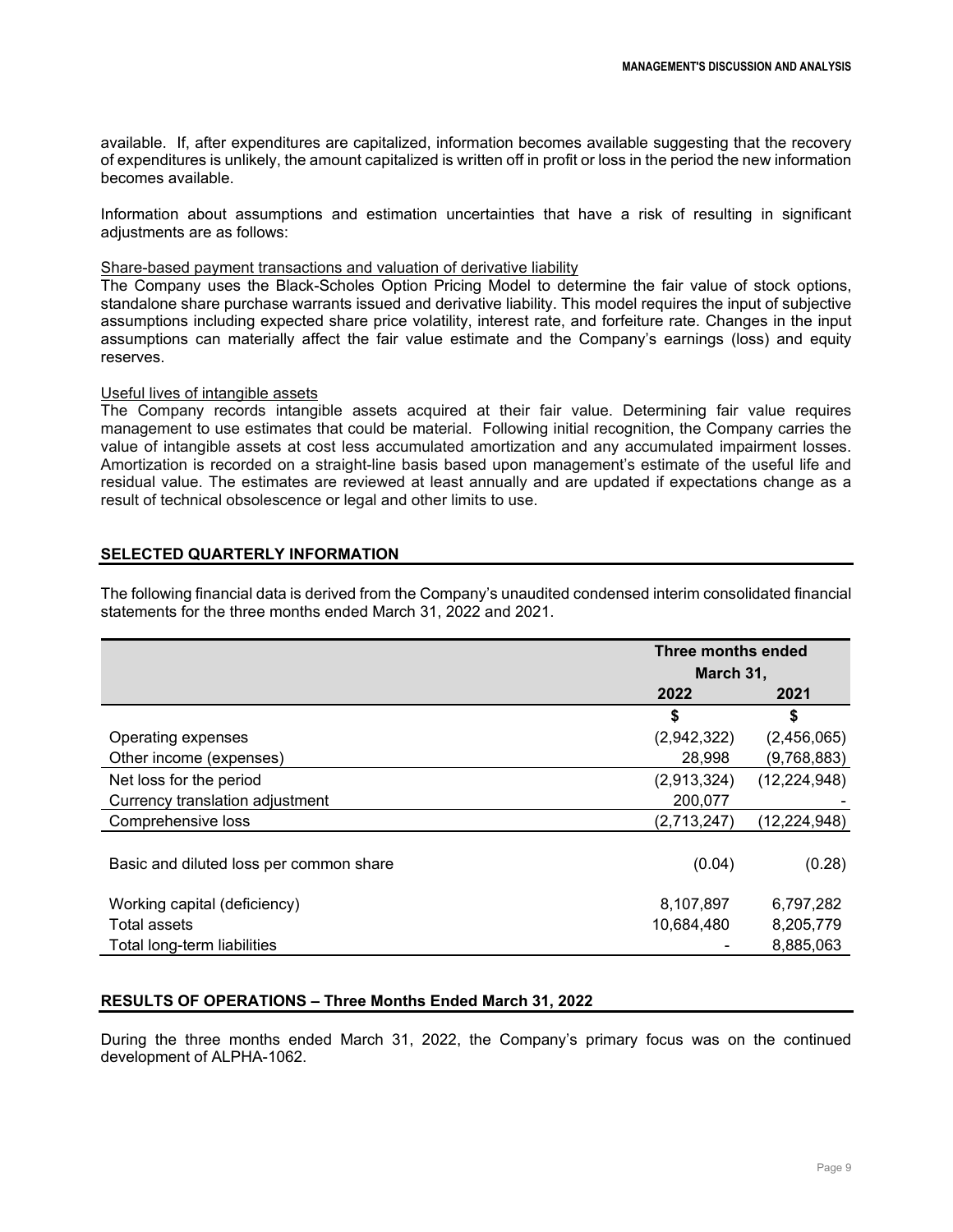available. If, after expenditures are capitalized, information becomes available suggesting that the recovery of expenditures is unlikely, the amount capitalized is written off in profit or loss in the period the new information becomes available.

Information about assumptions and estimation uncertainties that have a risk of resulting in significant adjustments are as follows:

Share-based payment transactions and valuation of derivative liability

The Company uses the Black-Scholes Option Pricing Model to determine the fair value of stock options, standalone share purchase warrants issued and derivative liability. This model requires the input of subjective assumptions including expected share price volatility, interest rate, and forfeiture rate. Changes in the input assumptions can materially affect the fair value estimate and the Company's earnings (loss) and equity reserves.

Useful lives of intangible assets

The Company records intangible assets acquired at their fair value. Determining fair value requires management to use estimates that could be material. Following initial recognition, the Company carries the value of intangible assets at cost less accumulated amortization and any accumulated impairment losses. Amortization is recorded on a straight-line basis based upon management's estimate of the useful life and residual value. The estimates are reviewed at least annually and are updated if expectations change as a result of technical obsolescence or legal and other limits to use.

## SELECTED QUARTERLY INFORMATION

The following financial data is derived from the Company's unaudited condensed interim consolidated financial statements for the three months ended March 31, 2022 and 2021.

| | Three months ended March 31, | |
|---|---|---|
| | 2022 | 2021 |
| | $ | $ |
| Operating expenses | (2,942,322) | (2,456,065) |
| Other income (expenses) | 28,998 | (9,768,883) |
| Net loss for the period | (2,913,324) | (12,224,948) |
| Currency translation adjustment | 200,077 | - |
| Comprehensive loss | (2,713,247) | (12,224,948) |
| Basic and diluted loss per common share | (0.04) | (0.28) |
| Working capital (deficiency) | 8,107,897 | 6,797,282 |
| Total assets | 10,684,480 | 8,205,779 |
| Total long-term liabilities | - | 8,885,063 |

## RESULTS OF OPERATIONS – Three Months Ended March 31, 2022

During the three months ended March 31, 2022, the Company's primary focus was on the continued development of ALPHA-1062.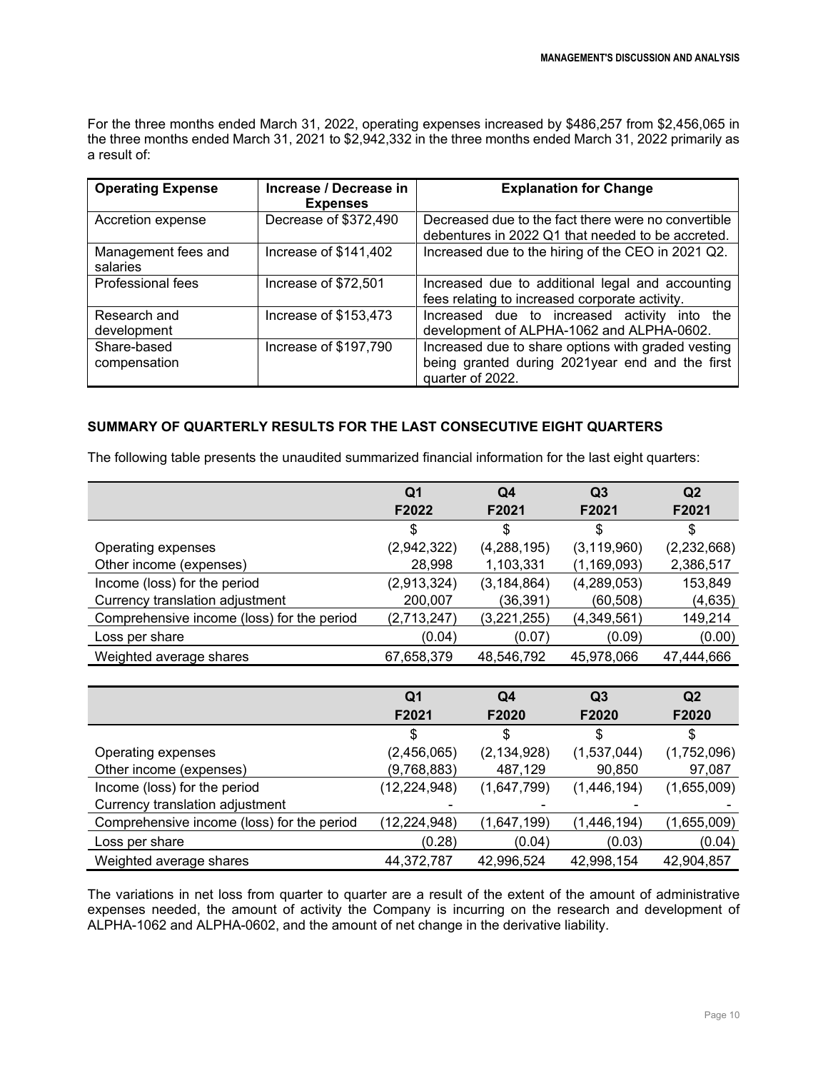For the three months ended March 31, 2022, operating expenses increased by $486,257 from $2,456,065 in the three months ended March 31, 2021 to $2,942,332 in the three months ended March 31, 2022 primarily as a result of:

| Operating Expense | Increase / Decrease in Expenses | Explanation for Change |
|---|---|---|
| Accretion expense | Decrease of $372,490 | Decreased due to the fact there were no convertible debentures in 2022 Q1 that needed to be accreted. |
| Management fees and salaries | Increase of $141,402 | Increased due to the hiring of the CEO in 2021 Q2. |
| Professional fees | Increase of $72,501 | Increased due to additional legal and accounting fees relating to increased corporate activity. |
| Research and development | Increase of $153,473 | Increased due to increased activity into the development of ALPHA-1062 and ALPHA-0602. |
| Share-based compensation | Increase of $197,790 | Increased due to share options with graded vesting being granted during 2021year end and the first quarter of 2022. |

## SUMMARY OF QUARTERLY RESULTS FOR THE LAST CONSECUTIVE EIGHT QUARTERS

The following table presents the unaudited summarized financial information for the last eight quarters:

| | Q1 F2022 | Q4 F2021 | Q3 F2021 | Q2 F2021 |
|---|---|---|---|---|
| | $ | $ | $ | $ |
| Operating expenses | (2,942,322) | (4,288,195) | (3,119,960) | (2,232,668) |
| Other income (expenses) | 28,998 | 1,103,331 | (1,169,093) | 2,386,517 |
| Income (loss) for the period | (2,913,324) | (3,184,864) | (4,289,053) | 153,849 |
| Currency translation adjustment | 200,007 | (36,391) | (60,508) | (4,635) |
| Comprehensive income (loss) for the period | (2,713,247) | (3,221,255) | (4,349,561) | 149,214 |
| Loss per share | (0.04) | (0.07) | (0.09) | (0.00) |
| Weighted average shares | 67,658,379 | 48,546,792 | 45,978,066 | 47,444,666 |

| | Q1 F2021 | Q4 F2020 | Q3 F2020 | Q2 F2020 |
|---|---|---|---|---|
| | $ | $ | $ | $ |
| Operating expenses | (2,456,065) | (2,134,928) | (1,537,044) | (1,752,096) |
| Other income (expenses) | (9,768,883) | 487,129 | 90,850 | 97,087 |
| Income (loss) for the period | (12,224,948) | (1,647,799) | (1,446,194) | (1,655,009) |
| Currency translation adjustment | - | - | - | - |
| Comprehensive income (loss) for the period | (12,224,948) | (1,647,199) | (1,446,194) | (1,655,009) |
| Loss per share | (0.28) | (0.04) | (0.03) | (0.04) |
| Weighted average shares | 44,372,787 | 42,996,524 | 42,998,154 | 42,904,857 |

The variations in net loss from quarter to quarter are a result of the extent of the amount of administrative expenses needed, the amount of activity the Company is incurring on the research and development of ALPHA-1062 and ALPHA-0602, and the amount of net change in the derivative liability.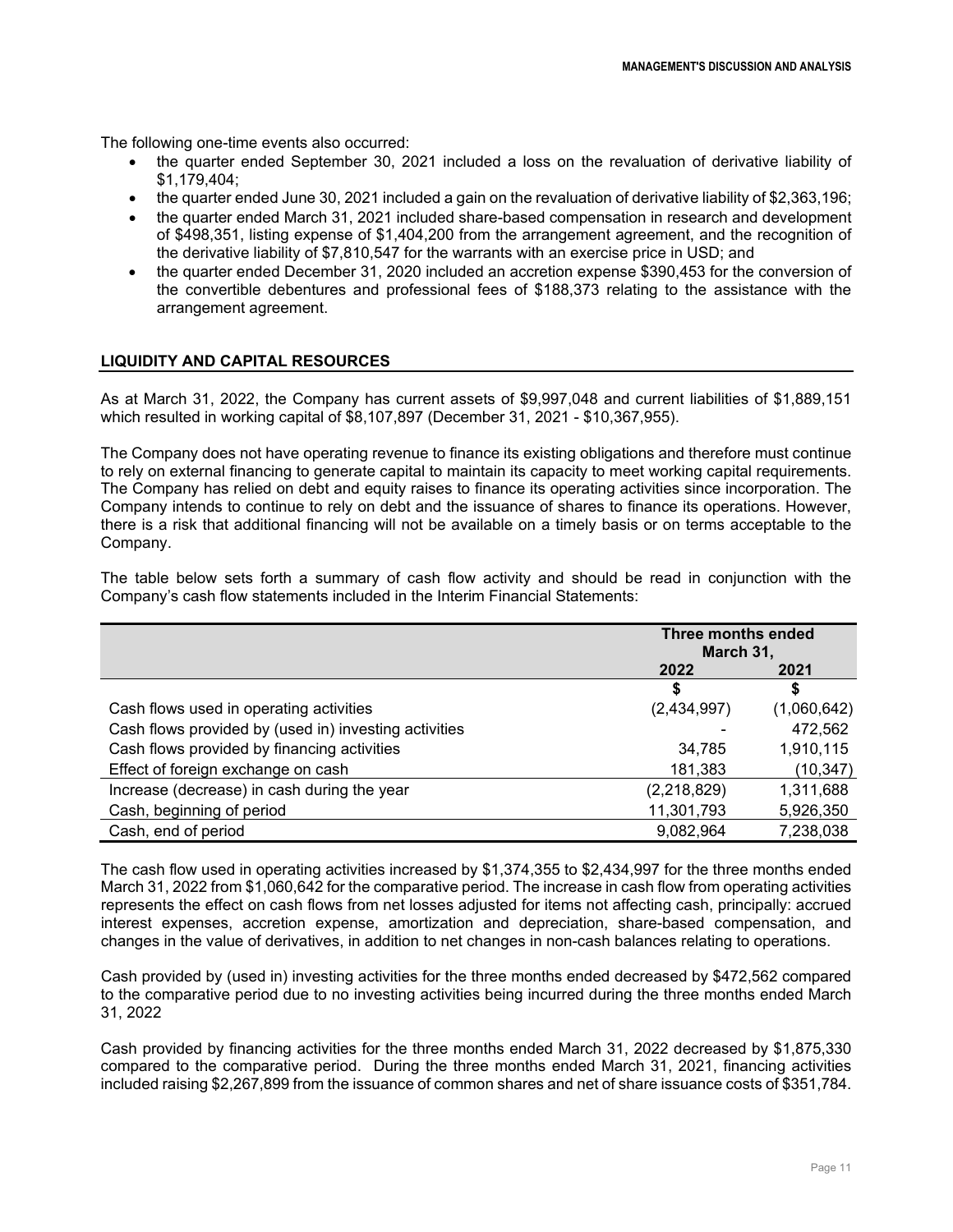The following one-time events also occurred:

- the quarter ended September 30, 2021 included a loss on the revaluation of derivative liability of $1,179,404;
- the quarter ended June 30, 2021 included a gain on the revaluation of derivative liability of $2,363,196;
- the quarter ended March 31, 2021 included share-based compensation in research and development of $498,351, listing expense of $1,404,200 from the arrangement agreement, and the recognition of the derivative liability of $7,810,547 for the warrants with an exercise price in USD; and
- the quarter ended December 31, 2020 included an accretion expense $390,453 for the conversion of the convertible debentures and professional fees of $188,373 relating to the assistance with the arrangement agreement.

## LIQUIDITY AND CAPITAL RESOURCES

As at March 31, 2022, the Company has current assets of $9,997,048 and current liabilities of $1,889,151 which resulted in working capital of $8,107,897 (December 31, 2021 - $10,367,955).

The Company does not have operating revenue to finance its existing obligations and therefore must continue to rely on external financing to generate capital to maintain its capacity to meet working capital requirements. The Company has relied on debt and equity raises to finance its operating activities since incorporation. The Company intends to continue to rely on debt and the issuance of shares to finance its operations. However, there is a risk that additional financing will not be available on a timely basis or on terms acceptable to the Company.

The table below sets forth a summary of cash flow activity and should be read in conjunction with the Company's cash flow statements included in the Interim Financial Statements:

| | Three months ended March 31, | |
|---|---|---|
| | 2022 | 2021 |
| | $ | $ |
| Cash flows used in operating activities | (2,434,997) | (1,060,642) |
| Cash flows provided by (used in) investing activities | - | 472,562 |
| Cash flows provided by financing activities | 34,785 | 1,910,115 |
| Effect of foreign exchange on cash | 181,383 | (10,347) |
| Increase (decrease) in cash during the year | (2,218,829) | 1,311,688 |
| Cash, beginning of period | 11,301,793 | 5,926,350 |
| Cash, end of period | 9,082,964 | 7,238,038 |

The cash flow used in operating activities increased by $1,374,355 to $2,434,997 for the three months ended March 31, 2022 from $1,060,642 for the comparative period. The increase in cash flow from operating activities represents the effect on cash flows from net losses adjusted for items not affecting cash, principally: accrued interest expenses, accretion expense, amortization and depreciation, share-based compensation, and changes in the value of derivatives, in addition to net changes in non-cash balances relating to operations.

Cash provided by (used in) investing activities for the three months ended decreased by $472,562 compared to the comparative period due to no investing activities being incurred during the three months ended March 31, 2022

Cash provided by financing activities for the three months ended March 31, 2022 decreased by $1,875,330 compared to the comparative period. During the three months ended March 31, 2021, financing activities included raising $2,267,899 from the issuance of common shares and net of share issuance costs of $351,784.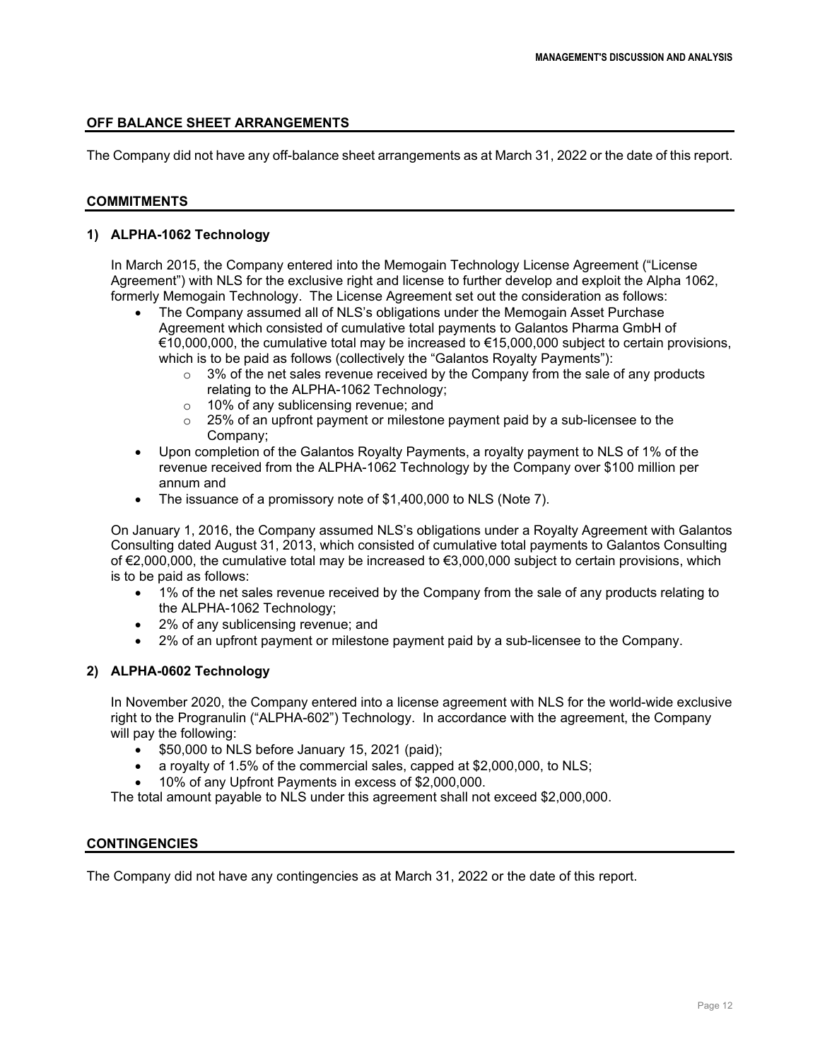## OFF BALANCE SHEET ARRANGEMENTS

The Company did not have any off-balance sheet arrangements as at March 31, 2022 or the date of this report.

## COMMITMENTS

### 1) ALPHA-1062 Technology

In March 2015, the Company entered into the Memogain Technology License Agreement ("License Agreement") with NLS for the exclusive right and license to further develop and exploit the Alpha 1062, formerly Memogain Technology. The License Agreement set out the consideration as follows:

- The Company assumed all of NLS's obligations under the Memogain Asset Purchase Agreement which consisted of cumulative total payments to Galantos Pharma GmbH of €10,000,000, the cumulative total may be increased to €15,000,000 subject to certain provisions, which is to be paid as follows (collectively the "Galantos Royalty Payments"):
  - 3% of the net sales revenue received by the Company from the sale of any products relating to the ALPHA-1062 Technology;
  - 10% of any sublicensing revenue; and
  - 25% of an upfront payment or milestone payment paid by a sub-licensee to the Company;
- Upon completion of the Galantos Royalty Payments, a royalty payment to NLS of 1% of the revenue received from the ALPHA-1062 Technology by the Company over $100 million per annum and
- The issuance of a promissory note of $1,400,000 to NLS (Note 7).

On January 1, 2016, the Company assumed NLS's obligations under a Royalty Agreement with Galantos Consulting dated August 31, 2013, which consisted of cumulative total payments to Galantos Consulting of €2,000,000, the cumulative total may be increased to €3,000,000 subject to certain provisions, which is to be paid as follows:

- 1% of the net sales revenue received by the Company from the sale of any products relating to the ALPHA-1062 Technology;
- 2% of any sublicensing revenue; and
- 2% of an upfront payment or milestone payment paid by a sub-licensee to the Company.

### 2) ALPHA-0602 Technology

In November 2020, the Company entered into a license agreement with NLS for the world-wide exclusive right to the Progranulin ("ALPHA-602") Technology. In accordance with the agreement, the Company will pay the following:

- $50,000 to NLS before January 15, 2021 (paid);
- a royalty of 1.5% of the commercial sales, capped at $2,000,000, to NLS;
- 10% of any Upfront Payments in excess of $2,000,000.

The total amount payable to NLS under this agreement shall not exceed $2,000,000.

## CONTINGENCIES

The Company did not have any contingencies as at March 31, 2022 or the date of this report.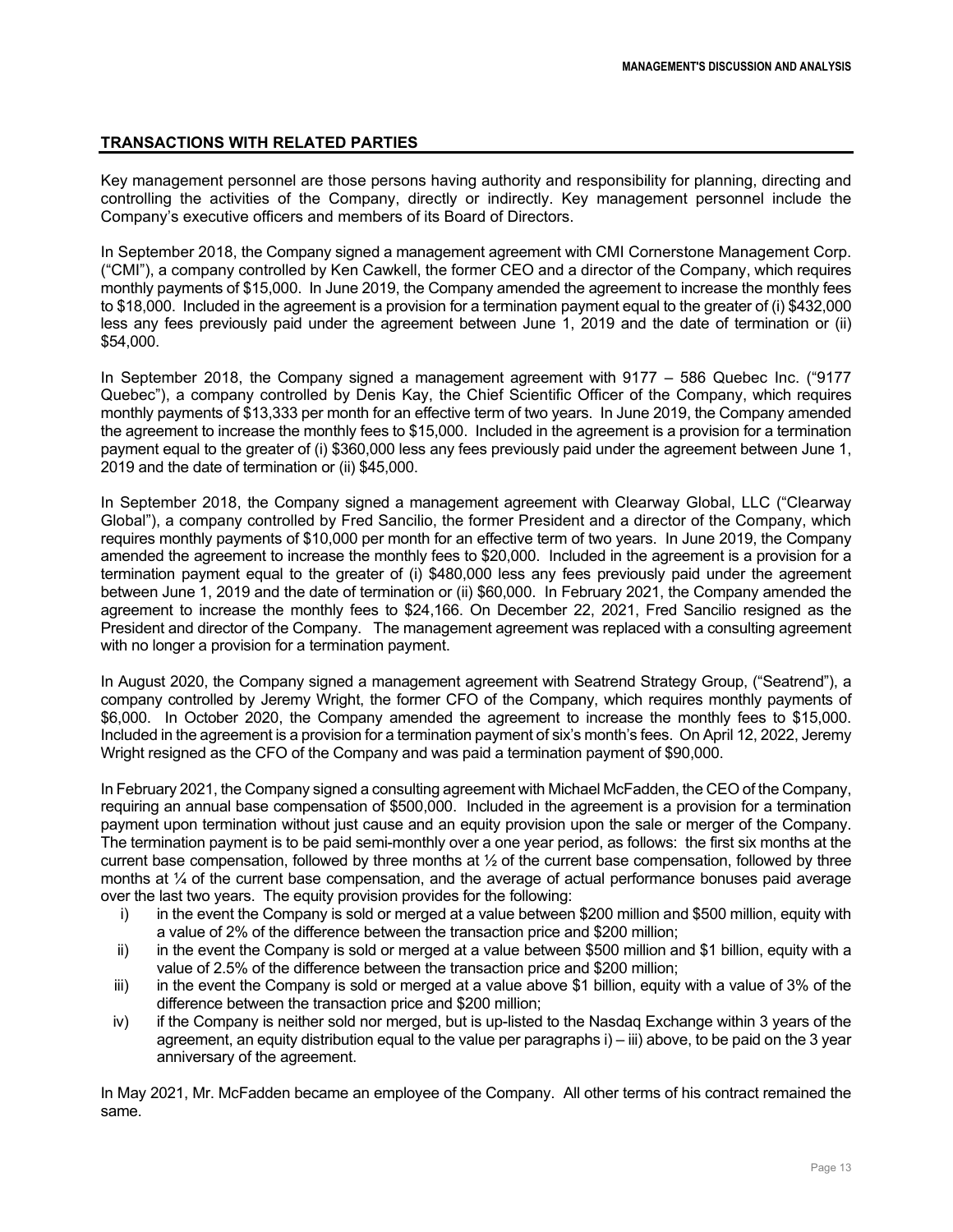## TRANSACTIONS WITH RELATED PARTIES

Key management personnel are those persons having authority and responsibility for planning, directing and controlling the activities of the Company, directly or indirectly. Key management personnel include the Company's executive officers and members of its Board of Directors.

In September 2018, the Company signed a management agreement with CMI Cornerstone Management Corp. ("CMI"), a company controlled by Ken Cawkell, the former CEO and a director of the Company, which requires monthly payments of $15,000. In June 2019, the Company amended the agreement to increase the monthly fees to $18,000. Included in the agreement is a provision for a termination payment equal to the greater of (i) $432,000 less any fees previously paid under the agreement between June 1, 2019 and the date of termination or (ii) $54,000.

In September 2018, the Company signed a management agreement with 9177 – 586 Quebec Inc. ("9177 Quebec"), a company controlled by Denis Kay, the Chief Scientific Officer of the Company, which requires monthly payments of $13,333 per month for an effective term of two years. In June 2019, the Company amended the agreement to increase the monthly fees to $15,000. Included in the agreement is a provision for a termination payment equal to the greater of (i) $360,000 less any fees previously paid under the agreement between June 1, 2019 and the date of termination or (ii) $45,000.

In September 2018, the Company signed a management agreement with Clearway Global, LLC ("Clearway Global"), a company controlled by Fred Sancilio, the former President and a director of the Company, which requires monthly payments of $10,000 per month for an effective term of two years. In June 2019, the Company amended the agreement to increase the monthly fees to $20,000. Included in the agreement is a provision for a termination payment equal to the greater of (i) $480,000 less any fees previously paid under the agreement between June 1, 2019 and the date of termination or (ii) $60,000. In February 2021, the Company amended the agreement to increase the monthly fees to $24,166. On December 22, 2021, Fred Sancilio resigned as the President and director of the Company. The management agreement was replaced with a consulting agreement with no longer a provision for a termination payment.

In August 2020, the Company signed a management agreement with Seatrend Strategy Group, ("Seatrend"), a company controlled by Jeremy Wright, the former CFO of the Company, which requires monthly payments of $6,000. In October 2020, the Company amended the agreement to increase the monthly fees to $15,000. Included in the agreement is a provision for a termination payment of six's month's fees. On April 12, 2022, Jeremy Wright resigned as the CFO of the Company and was paid a termination payment of $90,000.

In February 2021, the Company signed a consulting agreement with Michael McFadden, the CEO of the Company, requiring an annual base compensation of $500,000. Included in the agreement is a provision for a termination payment upon termination without just cause and an equity provision upon the sale or merger of the Company. The termination payment is to be paid semi-monthly over a one year period, as follows: the first six months at the current base compensation, followed by three months at ½ of the current base compensation, followed by three months at ¼ of the current base compensation, and the average of actual performance bonuses paid average over the last two years. The equity provision provides for the following:

i) in the event the Company is sold or merged at a value between $200 million and $500 million, equity with a value of 2% of the difference between the transaction price and $200 million;
ii) in the event the Company is sold or merged at a value between $500 million and $1 billion, equity with a value of 2.5% of the difference between the transaction price and $200 million;
iii) in the event the Company is sold or merged at a value above $1 billion, equity with a value of 3% of the difference between the transaction price and $200 million;
iv) if the Company is neither sold nor merged, but is up-listed to the Nasdaq Exchange within 3 years of the agreement, an equity distribution equal to the value per paragraphs i) – iii) above, to be paid on the 3 year anniversary of the agreement.

In May 2021, Mr. McFadden became an employee of the Company. All other terms of his contract remained the same.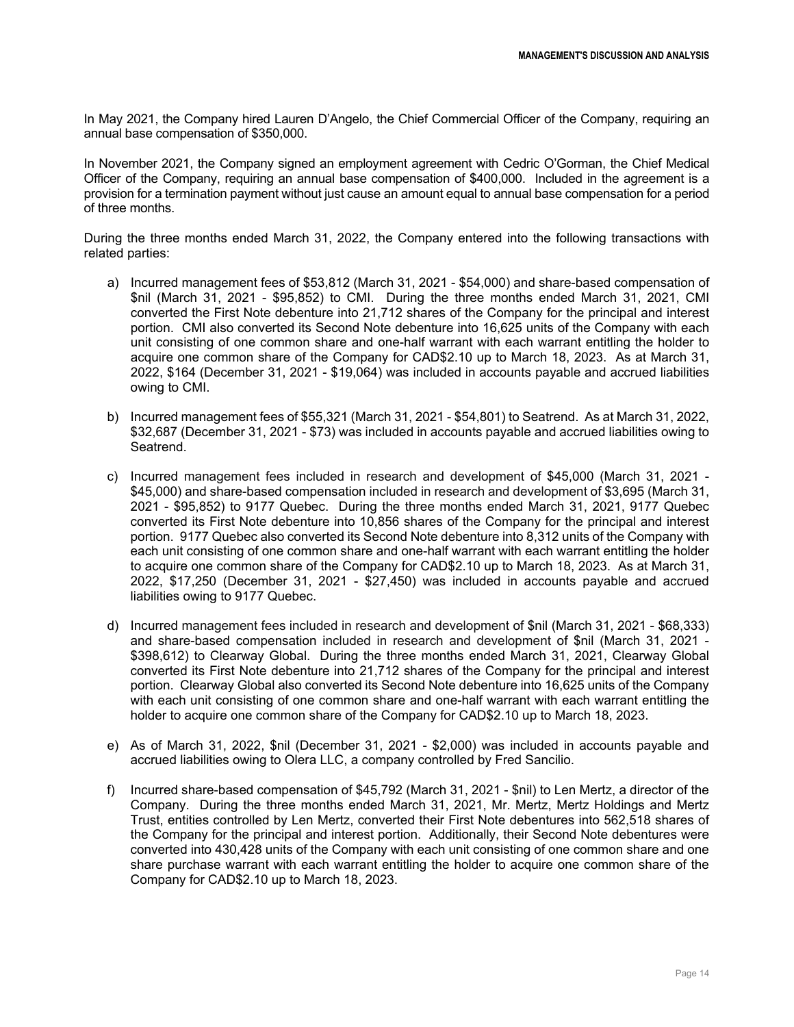In May 2021, the Company hired Lauren D'Angelo, the Chief Commercial Officer of the Company, requiring an annual base compensation of $350,000.

In November 2021, the Company signed an employment agreement with Cedric O'Gorman, the Chief Medical Officer of the Company, requiring an annual base compensation of $400,000. Included in the agreement is a provision for a termination payment without just cause an amount equal to annual base compensation for a period of three months.

During the three months ended March 31, 2022, the Company entered into the following transactions with related parties:

a) Incurred management fees of $53,812 (March 31, 2021 - $54,000) and share-based compensation of $nil (March 31, 2021 - $95,852) to CMI. During the three months ended March 31, 2021, CMI converted the First Note debenture into 21,712 shares of the Company for the principal and interest portion. CMI also converted its Second Note debenture into 16,625 units of the Company with each unit consisting of one common share and one-half warrant with each warrant entitling the holder to acquire one common share of the Company for CAD$2.10 up to March 18, 2023. As at March 31, 2022, $164 (December 31, 2021 - $19,064) was included in accounts payable and accrued liabilities owing to CMI.

b) Incurred management fees of $55,321 (March 31, 2021 - $54,801) to Seatrend. As at March 31, 2022, $32,687 (December 31, 2021 - $73) was included in accounts payable and accrued liabilities owing to Seatrend.

c) Incurred management fees included in research and development of $45,000 (March 31, 2021 - $45,000) and share-based compensation included in research and development of $3,695 (March 31, 2021 - $95,852) to 9177 Quebec. During the three months ended March 31, 2021, 9177 Quebec converted its First Note debenture into 10,856 shares of the Company for the principal and interest portion. 9177 Quebec also converted its Second Note debenture into 8,312 units of the Company with each unit consisting of one common share and one-half warrant with each warrant entitling the holder to acquire one common share of the Company for CAD$2.10 up to March 18, 2023. As at March 31, 2022, $17,250 (December 31, 2021 - $27,450) was included in accounts payable and accrued liabilities owing to 9177 Quebec.

d) Incurred management fees included in research and development of $nil (March 31, 2021 - $68,333) and share-based compensation included in research and development of $nil (March 31, 2021 - $398,612) to Clearway Global. During the three months ended March 31, 2021, Clearway Global converted its First Note debenture into 21,712 shares of the Company for the principal and interest portion. Clearway Global also converted its Second Note debenture into 16,625 units of the Company with each unit consisting of one common share and one-half warrant with each warrant entitling the holder to acquire one common share of the Company for CAD$2.10 up to March 18, 2023.

e) As of March 31, 2022, $nil (December 31, 2021 - $2,000) was included in accounts payable and accrued liabilities owing to Olera LLC, a company controlled by Fred Sancilio.

f) Incurred share-based compensation of $45,792 (March 31, 2021 - $nil) to Len Mertz, a director of the Company. During the three months ended March 31, 2021, Mr. Mertz, Mertz Holdings and Mertz Trust, entities controlled by Len Mertz, converted their First Note debentures into 562,518 shares of the Company for the principal and interest portion. Additionally, their Second Note debentures were converted into 430,428 units of the Company with each unit consisting of one common share and one share purchase warrant with each warrant entitling the holder to acquire one common share of the Company for CAD$2.10 up to March 18, 2023.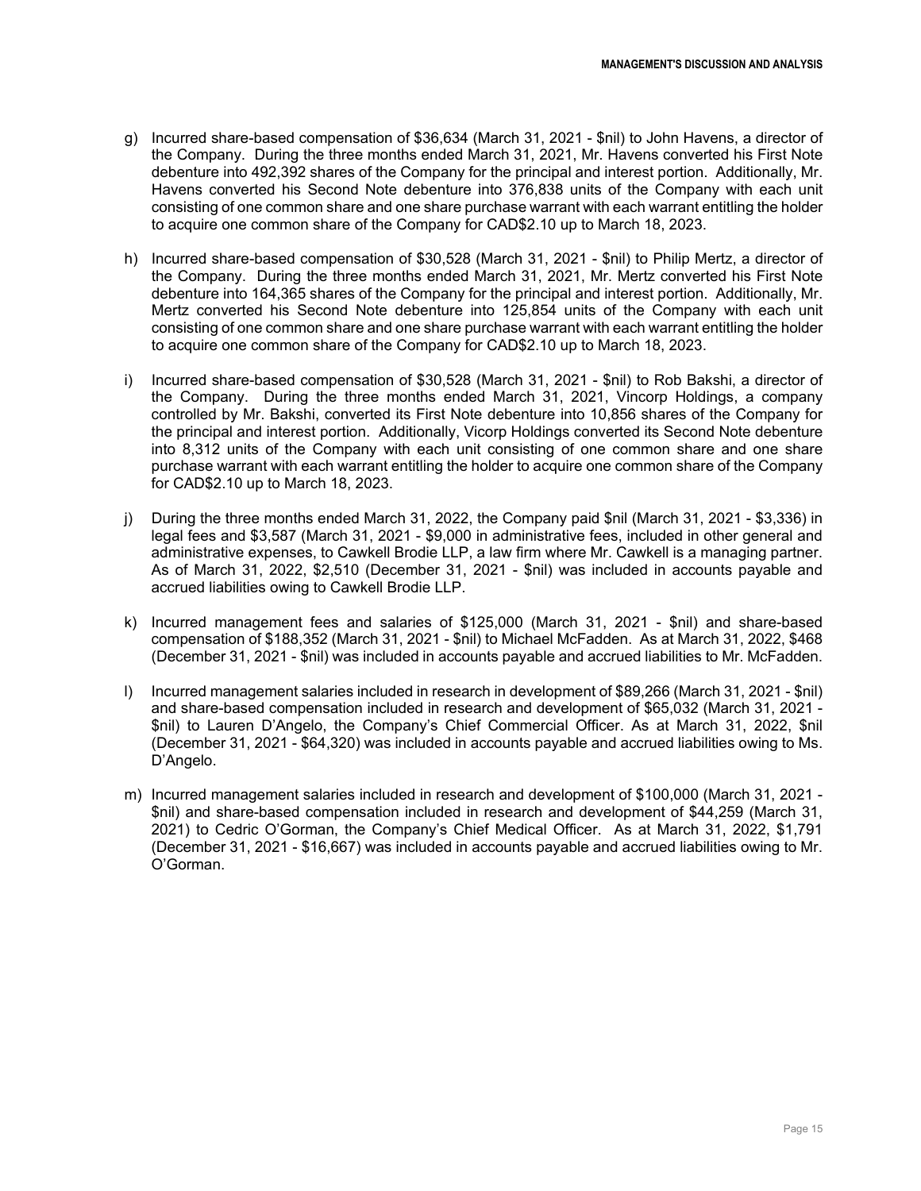g) Incurred share-based compensation of $36,634 (March 31, 2021 - $nil) to John Havens, a director of the Company. During the three months ended March 31, 2021, Mr. Havens converted his First Note debenture into 492,392 shares of the Company for the principal and interest portion. Additionally, Mr. Havens converted his Second Note debenture into 376,838 units of the Company with each unit consisting of one common share and one share purchase warrant with each warrant entitling the holder to acquire one common share of the Company for CAD$2.10 up to March 18, 2023.

h) Incurred share-based compensation of $30,528 (March 31, 2021 - $nil) to Philip Mertz, a director of the Company. During the three months ended March 31, 2021, Mr. Mertz converted his First Note debenture into 164,365 shares of the Company for the principal and interest portion. Additionally, Mr. Mertz converted his Second Note debenture into 125,854 units of the Company with each unit consisting of one common share and one share purchase warrant with each warrant entitling the holder to acquire one common share of the Company for CAD$2.10 up to March 18, 2023.

i) Incurred share-based compensation of $30,528 (March 31, 2021 - $nil) to Rob Bakshi, a director of the Company. During the three months ended March 31, 2021, Vincorp Holdings, a company controlled by Mr. Bakshi, converted its First Note debenture into 10,856 shares of the Company for the principal and interest portion. Additionally, Vicorp Holdings converted its Second Note debenture into 8,312 units of the Company with each unit consisting of one common share and one share purchase warrant with each warrant entitling the holder to acquire one common share of the Company for CAD$2.10 up to March 18, 2023.

j) During the three months ended March 31, 2022, the Company paid $nil (March 31, 2021 - $3,336) in legal fees and $3,587 (March 31, 2021 - $9,000 in administrative fees, included in other general and administrative expenses, to Cawkell Brodie LLP, a law firm where Mr. Cawkell is a managing partner. As of March 31, 2022, $2,510 (December 31, 2021 - $nil) was included in accounts payable and accrued liabilities owing to Cawkell Brodie LLP.

k) Incurred management fees and salaries of $125,000 (March 31, 2021 - $nil) and share-based compensation of $188,352 (March 31, 2021 - $nil) to Michael McFadden. As at March 31, 2022, $468 (December 31, 2021 - $nil) was included in accounts payable and accrued liabilities to Mr. McFadden.

l) Incurred management salaries included in research in development of $89,266 (March 31, 2021 - $nil) and share-based compensation included in research and development of $65,032 (March 31, 2021 - $nil) to Lauren D'Angelo, the Company's Chief Commercial Officer. As at March 31, 2022, $nil (December 31, 2021 - $64,320) was included in accounts payable and accrued liabilities owing to Ms. D'Angelo.

m) Incurred management salaries included in research and development of $100,000 (March 31, 2021 - $nil) and share-based compensation included in research and development of $44,259 (March 31, 2021) to Cedric O'Gorman, the Company's Chief Medical Officer. As at March 31, 2022, $1,791 (December 31, 2021 - $16,667) was included in accounts payable and accrued liabilities owing to Mr. O'Gorman.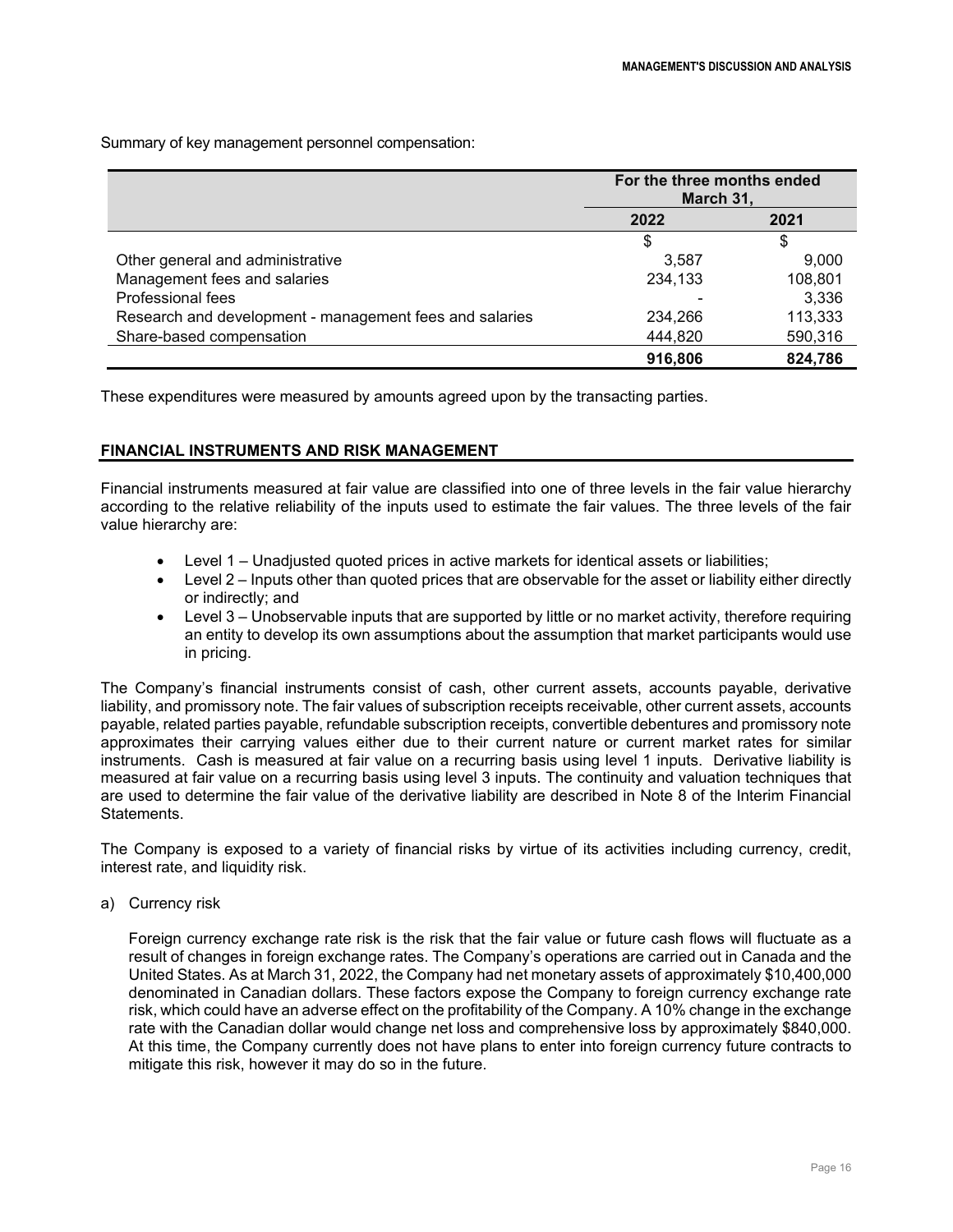Summary of key management personnel compensation:

| | For the three months ended March 31, | |
|---|---|---|
| | 2022 | 2021 |
| | $ | $ |
| Other general and administrative | 3,587 | 9,000 |
| Management fees and salaries | 234,133 | 108,801 |
| Professional fees | - | 3,336 |
| Research and development - management fees and salaries | 234,266 | 113,333 |
| Share-based compensation | 444,820 | 590,316 |
| | **916,806** | **824,786** |

These expenditures were measured by amounts agreed upon by the transacting parties.

## FINANCIAL INSTRUMENTS AND RISK MANAGEMENT

Financial instruments measured at fair value are classified into one of three levels in the fair value hierarchy according to the relative reliability of the inputs used to estimate the fair values. The three levels of the fair value hierarchy are:

- Level 1 – Unadjusted quoted prices in active markets for identical assets or liabilities;
- Level 2 – Inputs other than quoted prices that are observable for the asset or liability either directly or indirectly; and
- Level 3 – Unobservable inputs that are supported by little or no market activity, therefore requiring an entity to develop its own assumptions about the assumption that market participants would use in pricing.

The Company's financial instruments consist of cash, other current assets, accounts payable, derivative liability, and promissory note. The fair values of subscription receipts receivable, other current assets, accounts payable, related parties payable, refundable subscription receipts, convertible debentures and promissory note approximates their carrying values either due to their current nature or current market rates for similar instruments. Cash is measured at fair value on a recurring basis using level 1 inputs. Derivative liability is measured at fair value on a recurring basis using level 3 inputs. The continuity and valuation techniques that are used to determine the fair value of the derivative liability are described in Note 8 of the Interim Financial Statements.

The Company is exposed to a variety of financial risks by virtue of its activities including currency, credit, interest rate, and liquidity risk.

a) Currency risk

Foreign currency exchange rate risk is the risk that the fair value or future cash flows will fluctuate as a result of changes in foreign exchange rates. The Company's operations are carried out in Canada and the United States. As at March 31, 2022, the Company had net monetary assets of approximately $10,400,000 denominated in Canadian dollars. These factors expose the Company to foreign currency exchange rate risk, which could have an adverse effect on the profitability of the Company. A 10% change in the exchange rate with the Canadian dollar would change net loss and comprehensive loss by approximately $840,000. At this time, the Company currently does not have plans to enter into foreign currency future contracts to mitigate this risk, however it may do so in the future.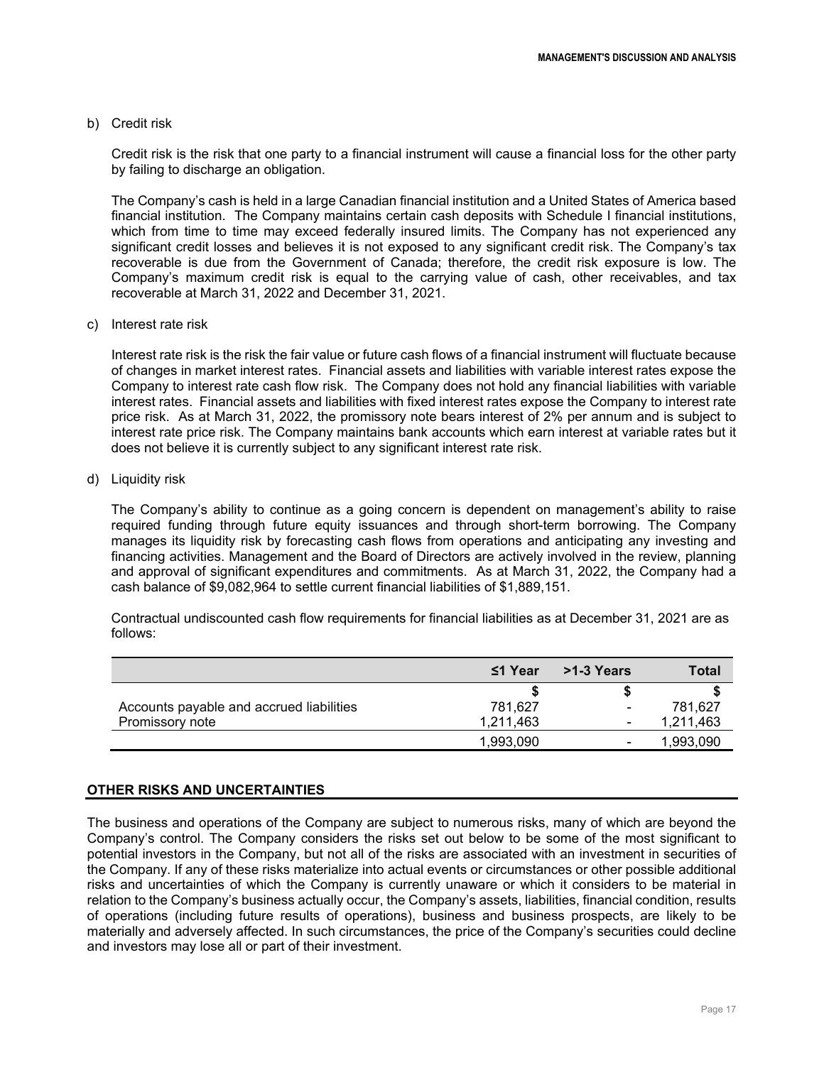b) Credit risk

Credit risk is the risk that one party to a financial instrument will cause a financial loss for the other party by failing to discharge an obligation.

The Company's cash is held in a large Canadian financial institution and a United States of America based financial institution. The Company maintains certain cash deposits with Schedule I financial institutions, which from time to time may exceed federally insured limits. The Company has not experienced any significant credit losses and believes it is not exposed to any significant credit risk. The Company's tax recoverable is due from the Government of Canada; therefore, the credit risk exposure is low. The Company's maximum credit risk is equal to the carrying value of cash, other receivables, and tax recoverable at March 31, 2022 and December 31, 2021.

c) Interest rate risk

Interest rate risk is the risk the fair value or future cash flows of a financial instrument will fluctuate because of changes in market interest rates. Financial assets and liabilities with variable interest rates expose the Company to interest rate cash flow risk. The Company does not hold any financial liabilities with variable interest rates. Financial assets and liabilities with fixed interest rates expose the Company to interest rate price risk. As at March 31, 2022, the promissory note bears interest of 2% per annum and is subject to interest rate price risk. The Company maintains bank accounts which earn interest at variable rates but it does not believe it is currently subject to any significant interest rate risk.

d) Liquidity risk

The Company's ability to continue as a going concern is dependent on management's ability to raise required funding through future equity issuances and through short-term borrowing. The Company manages its liquidity risk by forecasting cash flows from operations and anticipating any investing and financing activities. Management and the Board of Directors are actively involved in the review, planning and approval of significant expenditures and commitments. As at March 31, 2022, the Company had a cash balance of $9,082,964 to settle current financial liabilities of $1,889,151.

Contractual undiscounted cash flow requirements for financial liabilities as at December 31, 2021 are as follows:

| | ≤1 Year | >1-3 Years | Total |
|---|---|---|---|
| | $ | $ | $ |
| Accounts payable and accrued liabilities | 781,627 | - | 781,627 |
| Promissory note | 1,211,463 | - | 1,211,463 |
| | 1,993,090 | - | 1,993,090 |

## OTHER RISKS AND UNCERTAINTIES

The business and operations of the Company are subject to numerous risks, many of which are beyond the Company's control. The Company considers the risks set out below to be some of the most significant to potential investors in the Company, but not all of the risks are associated with an investment in securities of the Company. If any of these risks materialize into actual events or circumstances or other possible additional risks and uncertainties of which the Company is currently unaware or which it considers to be material in relation to the Company's business actually occur, the Company's assets, liabilities, financial condition, results of operations (including future results of operations), business and business prospects, are likely to be materially and adversely affected. In such circumstances, the price of the Company's securities could decline and investors may lose all or part of their investment.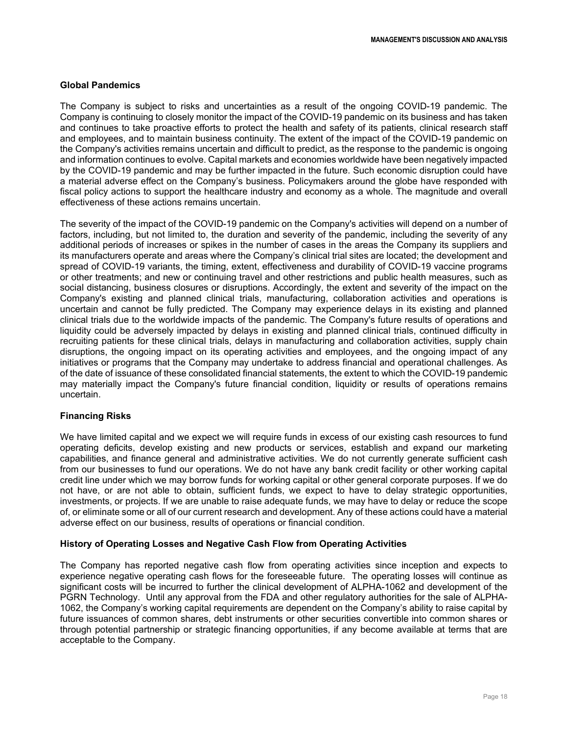### Global Pandemics

The Company is subject to risks and uncertainties as a result of the ongoing COVID-19 pandemic. The Company is continuing to closely monitor the impact of the COVID-19 pandemic on its business and has taken and continues to take proactive efforts to protect the health and safety of its patients, clinical research staff and employees, and to maintain business continuity. The extent of the impact of the COVID-19 pandemic on the Company's activities remains uncertain and difficult to predict, as the response to the pandemic is ongoing and information continues to evolve. Capital markets and economies worldwide have been negatively impacted by the COVID-19 pandemic and may be further impacted in the future. Such economic disruption could have a material adverse effect on the Company's business. Policymakers around the globe have responded with fiscal policy actions to support the healthcare industry and economy as a whole. The magnitude and overall effectiveness of these actions remains uncertain.

The severity of the impact of the COVID-19 pandemic on the Company's activities will depend on a number of factors, including, but not limited to, the duration and severity of the pandemic, including the severity of any additional periods of increases or spikes in the number of cases in the areas the Company its suppliers and its manufacturers operate and areas where the Company's clinical trial sites are located; the development and spread of COVID-19 variants, the timing, extent, effectiveness and durability of COVID-19 vaccine programs or other treatments; and new or continuing travel and other restrictions and public health measures, such as social distancing, business closures or disruptions. Accordingly, the extent and severity of the impact on the Company's existing and planned clinical trials, manufacturing, collaboration activities and operations is uncertain and cannot be fully predicted. The Company may experience delays in its existing and planned clinical trials due to the worldwide impacts of the pandemic. The Company's future results of operations and liquidity could be adversely impacted by delays in existing and planned clinical trials, continued difficulty in recruiting patients for these clinical trials, delays in manufacturing and collaboration activities, supply chain disruptions, the ongoing impact on its operating activities and employees, and the ongoing impact of any initiatives or programs that the Company may undertake to address financial and operational challenges. As of the date of issuance of these consolidated financial statements, the extent to which the COVID-19 pandemic may materially impact the Company's future financial condition, liquidity or results of operations remains uncertain.

### Financing Risks

We have limited capital and we expect we will require funds in excess of our existing cash resources to fund operating deficits, develop existing and new products or services, establish and expand our marketing capabilities, and finance general and administrative activities. We do not currently generate sufficient cash from our businesses to fund our operations. We do not have any bank credit facility or other working capital credit line under which we may borrow funds for working capital or other general corporate purposes. If we do not have, or are not able to obtain, sufficient funds, we expect to have to delay strategic opportunities, investments, or projects. If we are unable to raise adequate funds, we may have to delay or reduce the scope of, or eliminate some or all of our current research and development. Any of these actions could have a material adverse effect on our business, results of operations or financial condition.

### History of Operating Losses and Negative Cash Flow from Operating Activities

The Company has reported negative cash flow from operating activities since inception and expects to experience negative operating cash flows for the foreseeable future. The operating losses will continue as significant costs will be incurred to further the clinical development of ALPHA-1062 and development of the PGRN Technology. Until any approval from the FDA and other regulatory authorities for the sale of ALPHA-1062, the Company's working capital requirements are dependent on the Company's ability to raise capital by future issuances of common shares, debt instruments or other securities convertible into common shares or through potential partnership or strategic financing opportunities, if any become available at terms that are acceptable to the Company.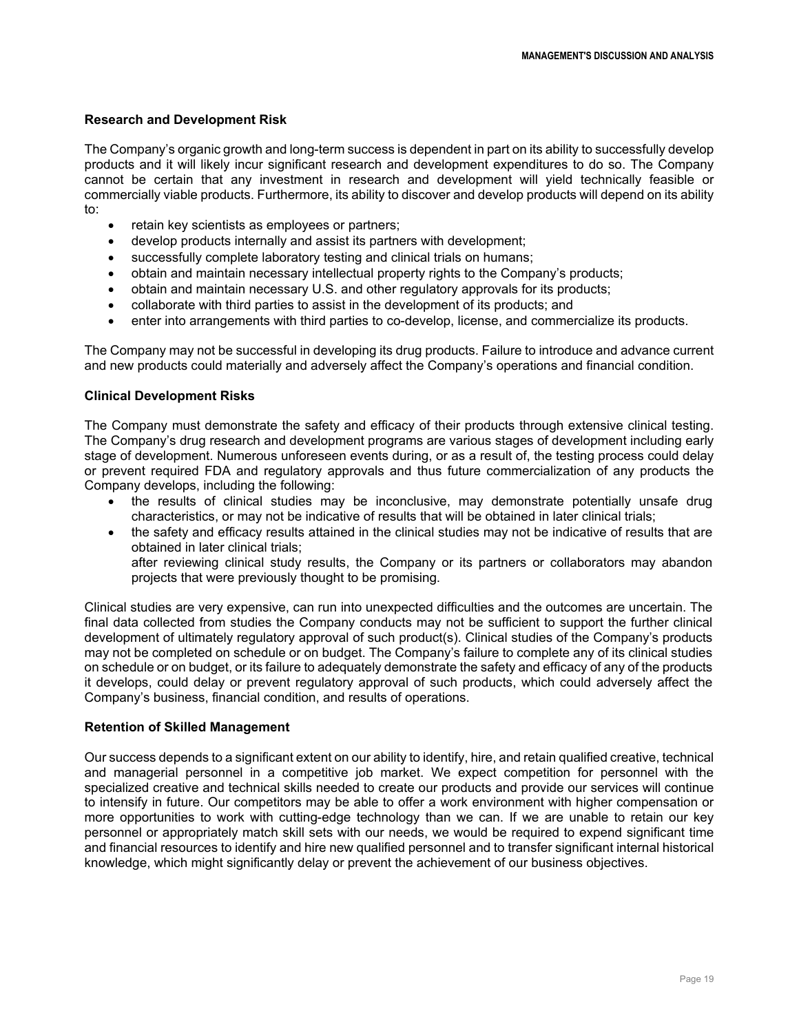### Research and Development Risk

The Company's organic growth and long-term success is dependent in part on its ability to successfully develop products and it will likely incur significant research and development expenditures to do so. The Company cannot be certain that any investment in research and development will yield technically feasible or commercially viable products. Furthermore, its ability to discover and develop products will depend on its ability to:

- retain key scientists as employees or partners;
- develop products internally and assist its partners with development;
- successfully complete laboratory testing and clinical trials on humans;
- obtain and maintain necessary intellectual property rights to the Company's products;
- obtain and maintain necessary U.S. and other regulatory approvals for its products;
- collaborate with third parties to assist in the development of its products; and
- enter into arrangements with third parties to co-develop, license, and commercialize its products.

The Company may not be successful in developing its drug products. Failure to introduce and advance current and new products could materially and adversely affect the Company's operations and financial condition.

### Clinical Development Risks

The Company must demonstrate the safety and efficacy of their products through extensive clinical testing. The Company's drug research and development programs are various stages of development including early stage of development. Numerous unforeseen events during, or as a result of, the testing process could delay or prevent required FDA and regulatory approvals and thus future commercialization of any products the Company develops, including the following:

- the results of clinical studies may be inconclusive, may demonstrate potentially unsafe drug characteristics, or may not be indicative of results that will be obtained in later clinical trials;
- the safety and efficacy results attained in the clinical studies may not be indicative of results that are obtained in later clinical trials;
  after reviewing clinical study results, the Company or its partners or collaborators may abandon projects that were previously thought to be promising.

Clinical studies are very expensive, can run into unexpected difficulties and the outcomes are uncertain. The final data collected from studies the Company conducts may not be sufficient to support the further clinical development of ultimately regulatory approval of such product(s). Clinical studies of the Company's products may not be completed on schedule or on budget. The Company's failure to complete any of its clinical studies on schedule or on budget, or its failure to adequately demonstrate the safety and efficacy of any of the products it develops, could delay or prevent regulatory approval of such products, which could adversely affect the Company's business, financial condition, and results of operations.

### Retention of Skilled Management

Our success depends to a significant extent on our ability to identify, hire, and retain qualified creative, technical and managerial personnel in a competitive job market. We expect competition for personnel with the specialized creative and technical skills needed to create our products and provide our services will continue to intensify in future. Our competitors may be able to offer a work environment with higher compensation or more opportunities to work with cutting-edge technology than we can. If we are unable to retain our key personnel or appropriately match skill sets with our needs, we would be required to expend significant time and financial resources to identify and hire new qualified personnel and to transfer significant internal historical knowledge, which might significantly delay or prevent the achievement of our business objectives.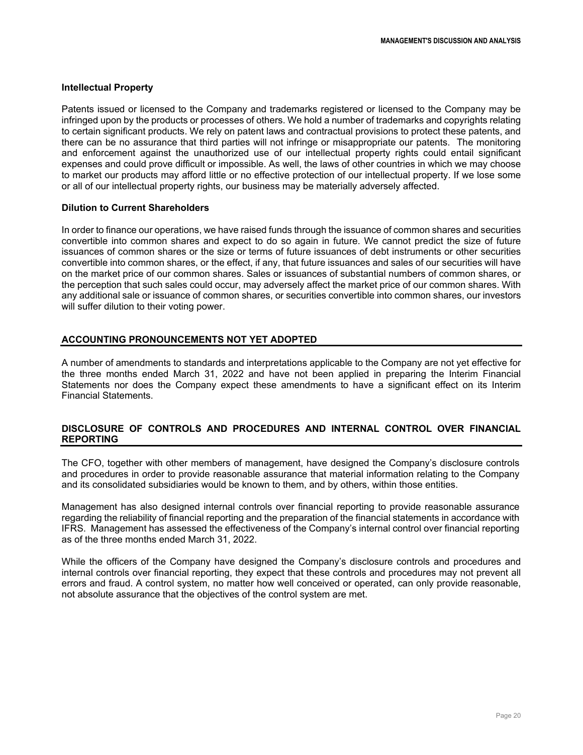### Intellectual Property

Patents issued or licensed to the Company and trademarks registered or licensed to the Company may be infringed upon by the products or processes of others. We hold a number of trademarks and copyrights relating to certain significant products. We rely on patent laws and contractual provisions to protect these patents, and there can be no assurance that third parties will not infringe or misappropriate our patents. The monitoring and enforcement against the unauthorized use of our intellectual property rights could entail significant expenses and could prove difficult or impossible. As well, the laws of other countries in which we may choose to market our products may afford little or no effective protection of our intellectual property. If we lose some or all of our intellectual property rights, our business may be materially adversely affected.

### Dilution to Current Shareholders

In order to finance our operations, we have raised funds through the issuance of common shares and securities convertible into common shares and expect to do so again in future. We cannot predict the size of future issuances of common shares or the size or terms of future issuances of debt instruments or other securities convertible into common shares, or the effect, if any, that future issuances and sales of our securities will have on the market price of our common shares. Sales or issuances of substantial numbers of common shares, or the perception that such sales could occur, may adversely affect the market price of our common shares. With any additional sale or issuance of common shares, or securities convertible into common shares, our investors will suffer dilution to their voting power.

## ACCOUNTING PRONOUNCEMENTS NOT YET ADOPTED

A number of amendments to standards and interpretations applicable to the Company are not yet effective for the three months ended March 31, 2022 and have not been applied in preparing the Interim Financial Statements nor does the Company expect these amendments to have a significant effect on its Interim Financial Statements.

## DISCLOSURE OF CONTROLS AND PROCEDURES AND INTERNAL CONTROL OVER FINANCIAL REPORTING

The CFO, together with other members of management, have designed the Company's disclosure controls and procedures in order to provide reasonable assurance that material information relating to the Company and its consolidated subsidiaries would be known to them, and by others, within those entities.

Management has also designed internal controls over financial reporting to provide reasonable assurance regarding the reliability of financial reporting and the preparation of the financial statements in accordance with IFRS. Management has assessed the effectiveness of the Company's internal control over financial reporting as of the three months ended March 31, 2022.

While the officers of the Company have designed the Company's disclosure controls and procedures and internal controls over financial reporting, they expect that these controls and procedures may not prevent all errors and fraud. A control system, no matter how well conceived or operated, can only provide reasonable, not absolute assurance that the objectives of the control system are met.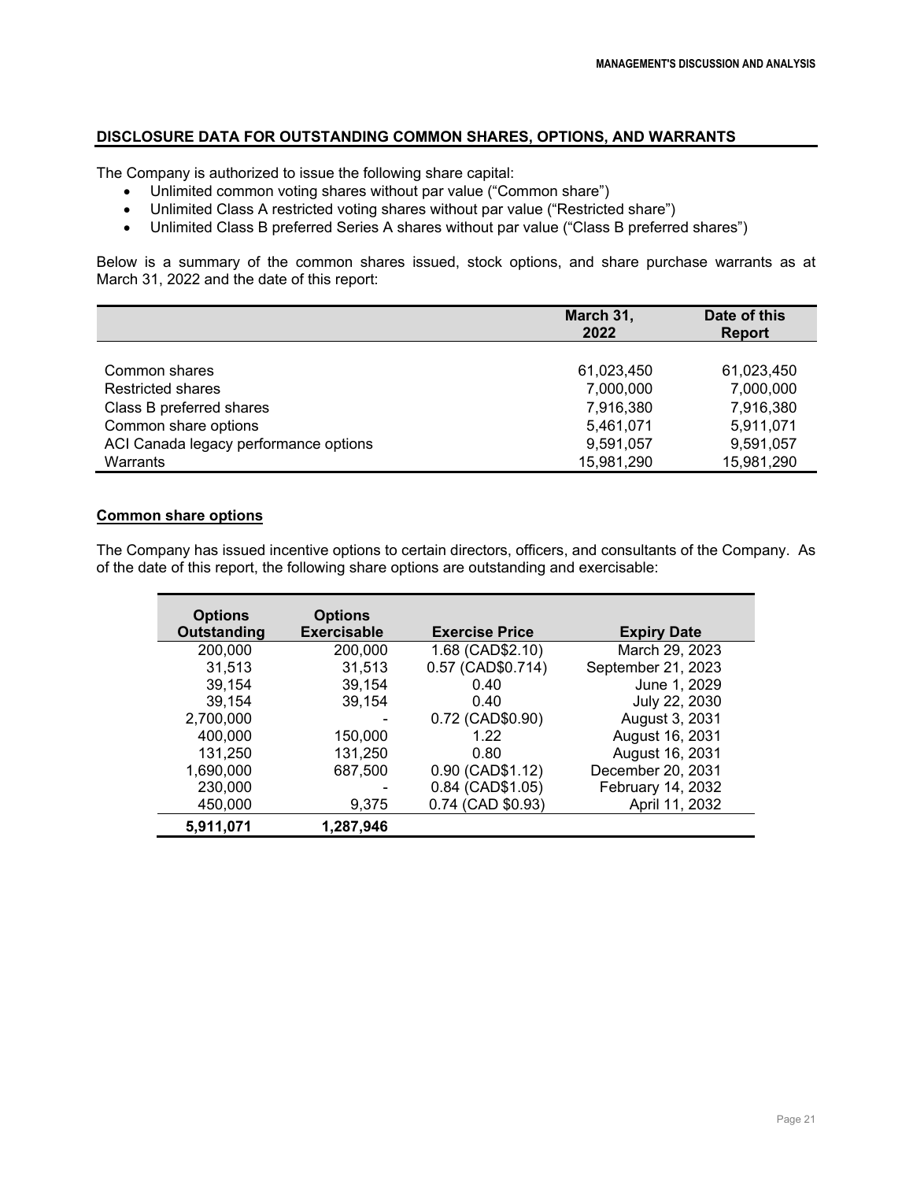## DISCLOSURE DATA FOR OUTSTANDING COMMON SHARES, OPTIONS, AND WARRANTS

The Company is authorized to issue the following share capital:

- Unlimited common voting shares without par value ("Common share")
- Unlimited Class A restricted voting shares without par value ("Restricted share")
- Unlimited Class B preferred Series A shares without par value ("Class B preferred shares")

Below is a summary of the common shares issued, stock options, and share purchase warrants as at March 31, 2022 and the date of this report:

| | March 31, 2022 | Date of this Report |
|---|---|---|
| Common shares | 61,023,450 | 61,023,450 |
| Restricted shares | 7,000,000 | 7,000,000 |
| Class B preferred shares | 7,916,380 | 7,916,380 |
| Common share options | 5,461,071 | 5,911,071 |
| ACI Canada legacy performance options | 9,591,057 | 9,591,057 |
| Warrants | 15,981,290 | 15,981,290 |

### Common share options

The Company has issued incentive options to certain directors, officers, and consultants of the Company. As of the date of this report, the following share options are outstanding and exercisable:

| Options Outstanding | Options Exercisable | Exercise Price | Expiry Date |
|---|---|---|---|
| 200,000 | 200,000 | 1.68 (CAD$2.10) | March 29, 2023 |
| 31,513 | 31,513 | 0.57 (CAD$0.714) | September 21, 2023 |
| 39,154 | 39,154 | 0.40 | June 1, 2029 |
| 39,154 | 39,154 | 0.40 | July 22, 2030 |
| 2,700,000 | - | 0.72 (CAD$0.90) | August 3, 2031 |
| 400,000 | 150,000 | 1.22 | August 16, 2031 |
| 131,250 | 131,250 | 0.80 | August 16, 2031 |
| 1,690,000 | 687,500 | 0.90 (CAD$1.12) | December 20, 2031 |
| 230,000 | - | 0.84 (CAD$1.05) | February 14, 2032 |
| 450,000 | 9,375 | 0.74 (CAD $0.93) | April 11, 2032 |
| **5,911,071** | **1,287,946** | | |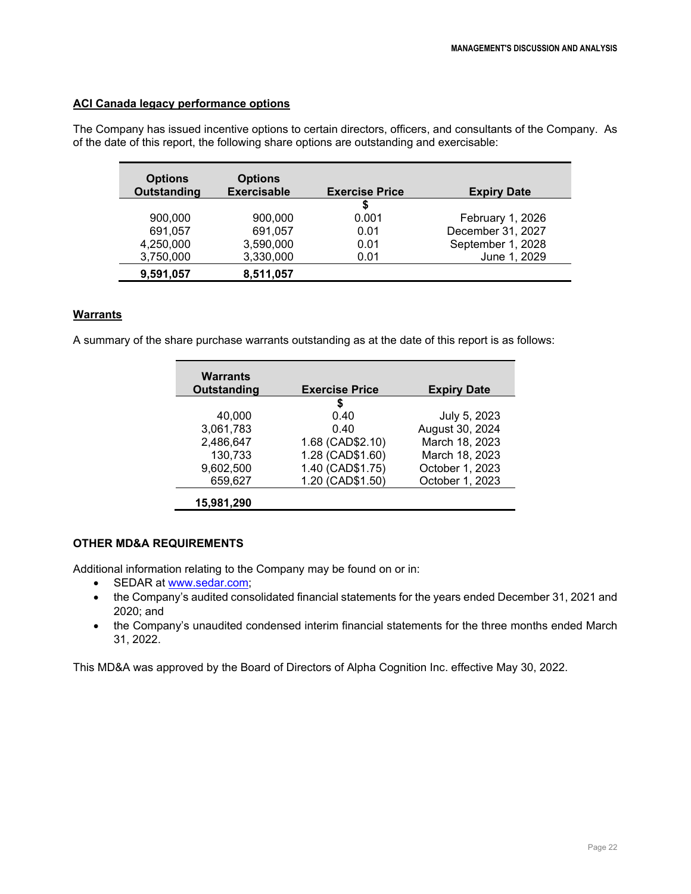**ACI Canada legacy performance options**

The Company has issued incentive options to certain directors, officers, and consultants of the Company. As of the date of this report, the following share options are outstanding and exercisable:

| Options Outstanding | Options Exercisable | Exercise Price | Expiry Date |
|---|---|---|---|
| | | $ | |
| 900,000 | 900,000 | 0.001 | February 1, 2026 |
| 691,057 | 691,057 | 0.01 | December 31, 2027 |
| 4,250,000 | 3,590,000 | 0.01 | September 1, 2028 |
| 3,750,000 | 3,330,000 | 0.01 | June 1, 2029 |
| **9,591,057** | **8,511,057** | | |

**Warrants**

A summary of the share purchase warrants outstanding as at the date of this report is as follows:

| Warrants Outstanding | Exercise Price | Expiry Date |
|---|---|---|
| | $ | |
| 40,000 | 0.40 | July 5, 2023 |
| 3,061,783 | 0.40 | August 30, 2024 |
| 2,486,647 | 1.68 (CAD$2.10) | March 18, 2023 |
| 130,733 | 1.28 (CAD$1.60) | March 18, 2023 |
| 9,602,500 | 1.40 (CAD$1.75) | October 1, 2023 |
| 659,627 | 1.20 (CAD$1.50) | October 1, 2023 |
| **15,981,290** | | |

**OTHER MD&A REQUIREMENTS**

Additional information relating to the Company may be found on or in:

- SEDAR at www.sedar.com;
- the Company's audited consolidated financial statements for the years ended December 31, 2021 and 2020; and
- the Company's unaudited condensed interim financial statements for the three months ended March 31, 2022.

This MD&A was approved by the Board of Directors of Alpha Cognition Inc. effective May 30, 2022.